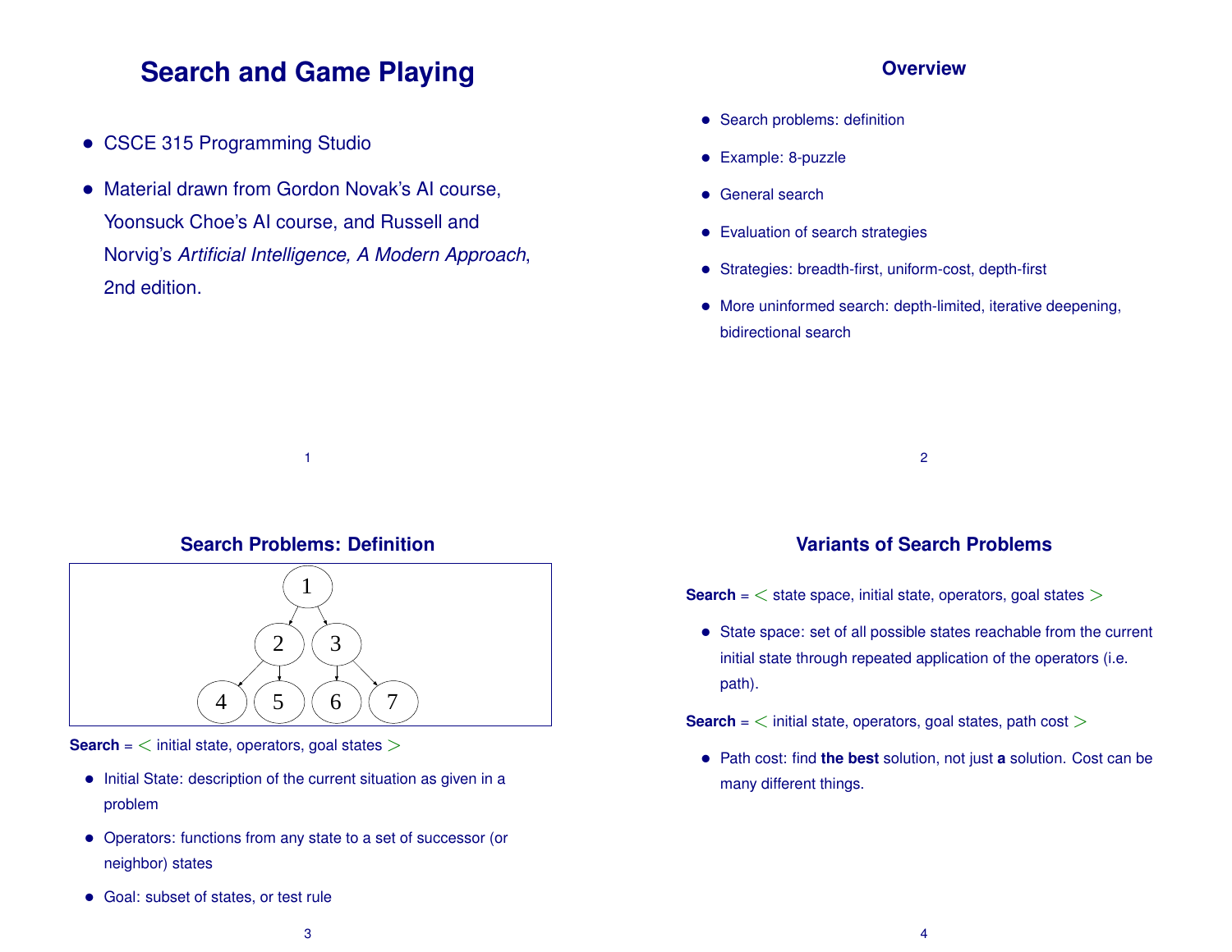# Search and Game Playing

- CSCE 315 Programming Studio
- Material drawn from Gordon Novak's AI course, Yoonsuck Choe's AI course, and Russell and Norvig's *Artificial Intelligence, A Modern Approach*, 2nd edition.

## Overview

- Search problems: definition
- Example: 8-puzzle
- General search
- Evaluation of search strategies
- Strategies: breadth-first, uniform-cost, depth-first
- More uninformed search: depth-limited, iterative deepening, bidirectional search

## Search Problems: Definition

**Search** = $<$ initial state, operators, goal states $>$

- Initial State: description of the current situation as given in a problem
- Operators: functions from any state to a set of successor (or neighbor) states
- Goal: subset of states, or test rule

## Variants of Search Problems

**Search** = $<$ state space, initial state, operators, goal states $>$

- State space: set of all possible states reachable from the current initial state through repeated application of the operators (i.e. path).

**Search** = $<$ initial state, operators, goal states, path cost $>$

- Path cost: find **the best** solution, not just **a** solution. Cost can be many different things.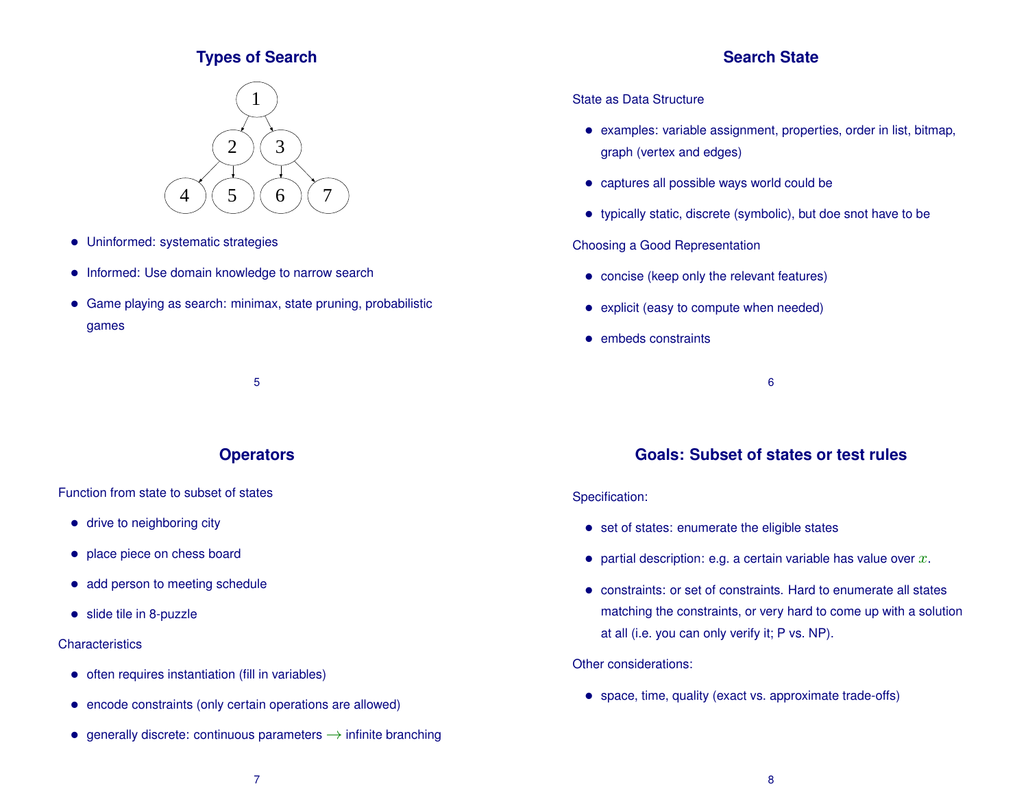## Types of Search

- Uninformed: systematic strategies
- Informed: Use domain knowledge to narrow search
- Game playing as search: minimax, state pruning, probabilistic games

## Search State

State as Data Structure

- examples: variable assignment, properties, order in list, bitmap, graph (vertex and edges)
- captures all possible ways world could be
- typically static, discrete (symbolic), but doe snot have to be

Choosing a Good Representation

- concise (keep only the relevant features)
- explicit (easy to compute when needed)
- embeds constraints

## Operators

Function from state to subset of states

- drive to neighboring city
- place piece on chess board
- add person to meeting schedule
- slide tile in 8-puzzle

Characteristics

- often requires instantiation (fill in variables)
- encode constraints (only certain operations are allowed)
- generally discrete: continuous parameters $\rightarrow$ infinite branching

## Goals: Subset of states or test rules

Specification:

- set of states: enumerate the eligible states
- partial description: e.g. a certain variable has value over $x$.
- constraints: or set of constraints. Hard to enumerate all states matching the constraints, or very hard to come up with a solution at all (i.e. you can only verify it; P vs. NP).

Other considerations:

- space, time, quality (exact vs. approximate trade-offs)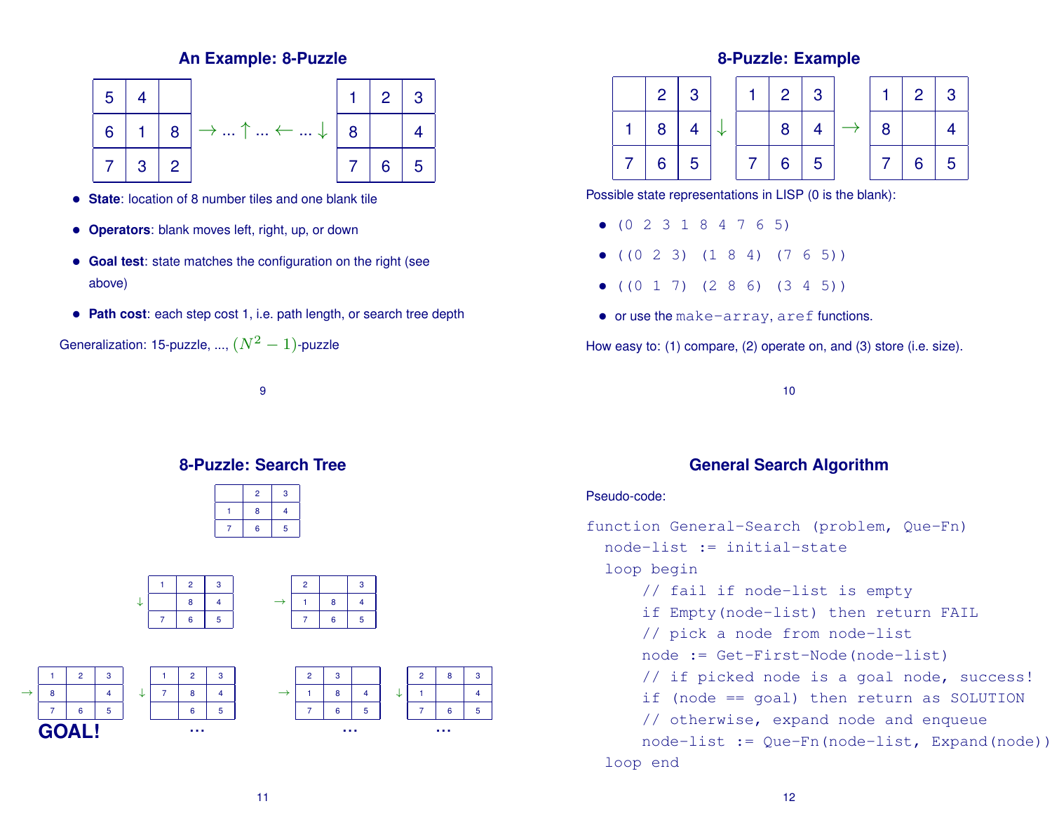## An Example: 8-Puzzle

| 5 | 4 |   |
|---|---|---|
| 6 | 1 | 8 |
| 7 | 3 | 2 |

$\rightarrow \ldots \uparrow \ldots \leftarrow \ldots \downarrow$

| 1 | 2 | 3 |
|---|---|---|
| 8 |   | 4 |
| 7 | 6 | 5 |

- **State**: location of 8 number tiles and one blank tile
- **Operators**: blank moves left, right, up, or down
- **Goal test**: state matches the configuration on the right (see above)
- **Path cost**: each step cost 1, i.e. path length, or search tree depth

Generalization: 15-puzzle, ..., $(N^2 - 1)$-puzzle

## 8-Puzzle: Example

|   | 2 | 3 |
|---|---|---|
| 1 | 8 | 4 |
| 7 | 6 | 5 |

$\downarrow$

| 1 | 2 | 3 |
|---|---|---|
|   | 8 | 4 |
| 7 | 6 | 5 |

$\rightarrow$

| 1 | 2 | 3 |
|---|---|---|
| 8 |   | 4 |
| 7 | 6 | 5 |

Possible state representations in LISP (0 is the blank):

- `(0 2 3 1 8 4 7 6 5)`
- `((0 2 3) (1 8 4) (7 6 5))`
- `((0 1 7) (2 8 6) (3 4 5))`
- or use the `make-array`, `aref` functions.

How easy to: (1) compare, (2) operate on, and (3) store (i.e. size).

## 8-Puzzle: Search Tree

Root:

|   | 2 | 3 |
|---|---|---|
| 1 | 8 | 4 |
| 7 | 6 | 5 |

Level 1:

$\downarrow$

| 1 | 2 | 3 |
|---|---|---|
|   | 8 | 4 |
| 7 | 6 | 5 |

$\rightarrow$

| 2 |   | 3 |
|---|---|---|
| 1 | 8 | 4 |
| 7 | 6 | 5 |

Level 2:

$\rightarrow$

| 1 | 2 | 3 |
|---|---|---|
| 8 |   | 4 |
| 7 | 6 | 5 |

**GOAL!**

$\downarrow$

| 1 | 2 | 3 |
|---|---|---|
| 7 | 8 | 4 |
|   | 6 | 5 |

...

$\rightarrow$

| 2 | 3 |   |
|---|---|---|
| 1 | 8 | 4 |
| 7 | 6 | 5 |

...

$\downarrow$

| 2 | 8 | 3 |
|---|---|---|
| 1 |   | 4 |
| 7 | 6 | 5 |

...

## General Search Algorithm

Pseudo-code:

```
function General-Search (problem, Que-Fn)
  node-list := initial-state
  loop begin
      // fail if node-list is empty
      if Empty(node-list) then return FAIL
      // pick a node from node-list
      node := Get-First-Node(node-list)
      // if picked node is a goal node, success!
      if (node == goal) then return as SOLUTION
      // otherwise, expand node and enqueue
      node-list := Que-Fn(node-list, Expand(node))
  loop end
```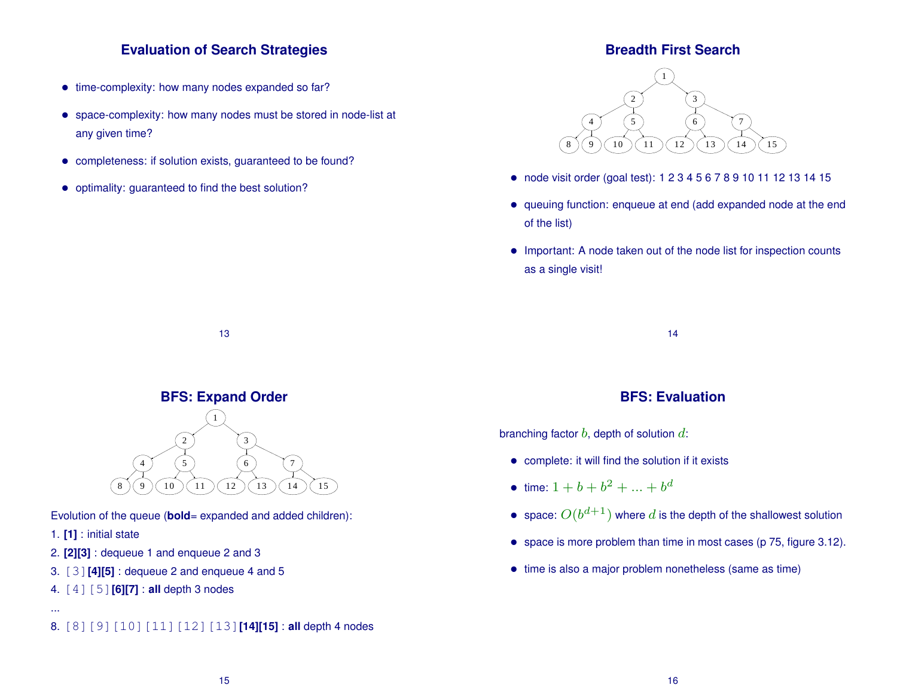## Evaluation of Search Strategies

- time-complexity: how many nodes expanded so far?
- space-complexity: how many nodes must be stored in node-list at any given time?
- completeness: if solution exists, guaranteed to be found?
- optimality: guaranteed to find the best solution?

## Breadth First Search

- node visit order (goal test): 1 2 3 4 5 6 7 8 9 10 11 12 13 14 15
- queuing function: enqueue at end (add expanded node at the end of the list)
- Important: A node taken out of the node list for inspection counts as a single visit!

## BFS: Expand Order

Evolution of the queue (**bold**= expanded and added children):

1. **[1]** : initial state
2. **[2][3]** : dequeue 1 and enqueue 2 and 3
3. [3] **[4][5]** : dequeue 2 and enqueue 4 and 5
4. [4] [5] **[6][7]** : **all** depth 3 nodes

...

8. [8] [9] [10] [11] [12] [13] **[14][15]** : **all** depth 4 nodes

## BFS: Evaluation

branching factor $b$, depth of solution $d$:

- complete: it will find the solution if it exists
- time: $1 + b + b^2 + ... + b^d$
- space: $O(b^{d+1})$ where $d$ is the depth of the shallowest solution
- space is more problem than time in most cases (p 75, figure 3.12).
- time is also a major problem nonetheless (same as time)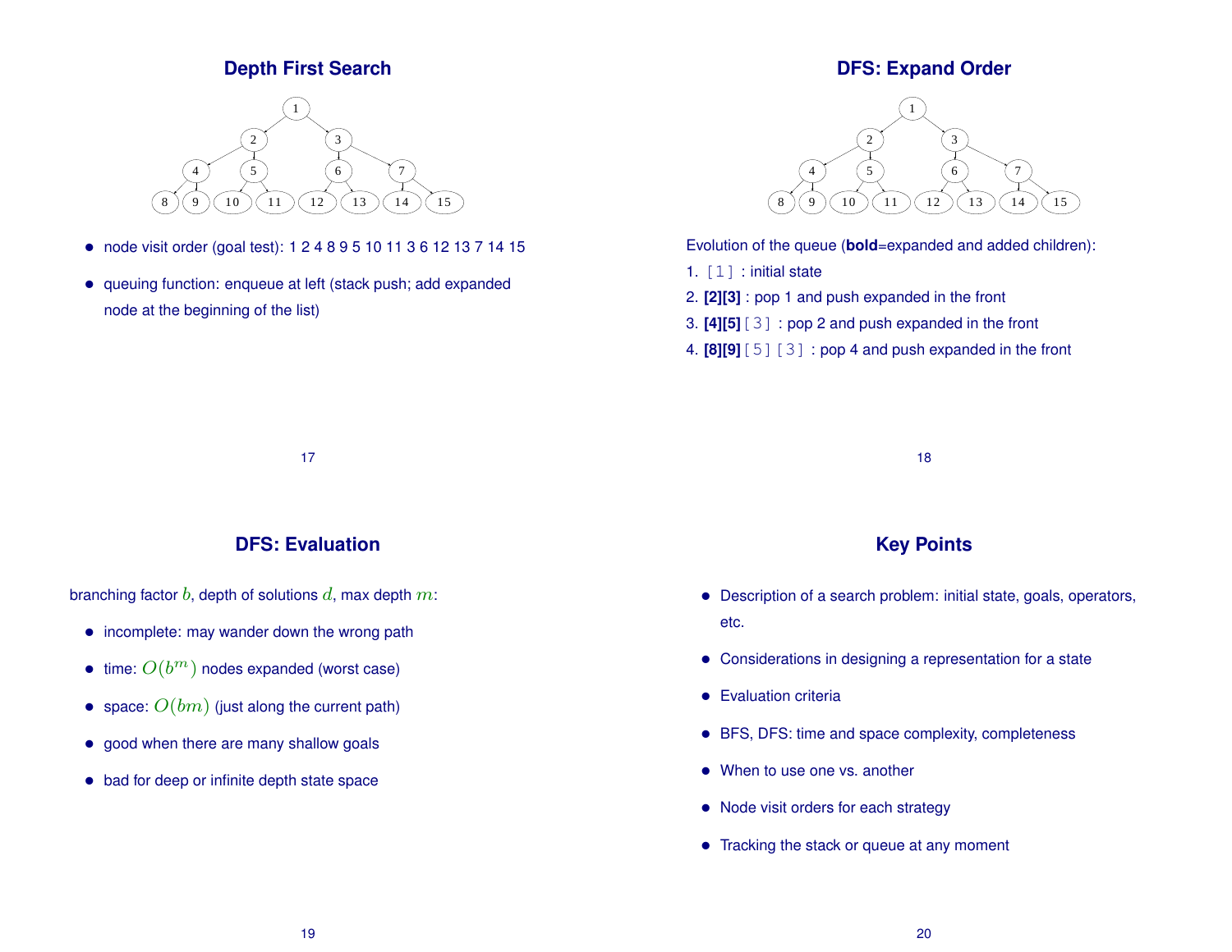## Depth First Search

- node visit order (goal test): 1 2 4 8 9 5 10 11 3 6 12 13 7 14 15
- queuing function: enqueue at left (stack push; add expanded node at the beginning of the list)

## DFS: Expand Order

Evolution of the queue (**bold**=expanded and added children):

1. [1] : initial state
2. **[2][3]** : pop 1 and push expanded in the front
3. **[4][5]** [3] : pop 2 and push expanded in the front
4. **[8][9]** [5] [3] : pop 4 and push expanded in the front

## DFS: Evaluation

branching factor $b$, depth of solutions $d$, max depth $m$:

- incomplete: may wander down the wrong path
- time: $O(b^m)$ nodes expanded (worst case)
- space: $O(bm)$ (just along the current path)
- good when there are many shallow goals
- bad for deep or infinite depth state space

## Key Points

- Description of a search problem: initial state, goals, operators, etc.
- Considerations in designing a representation for a state
- Evaluation criteria
- BFS, DFS: time and space complexity, completeness
- When to use one vs. another
- Node visit orders for each strategy
- Tracking the stack or queue at any moment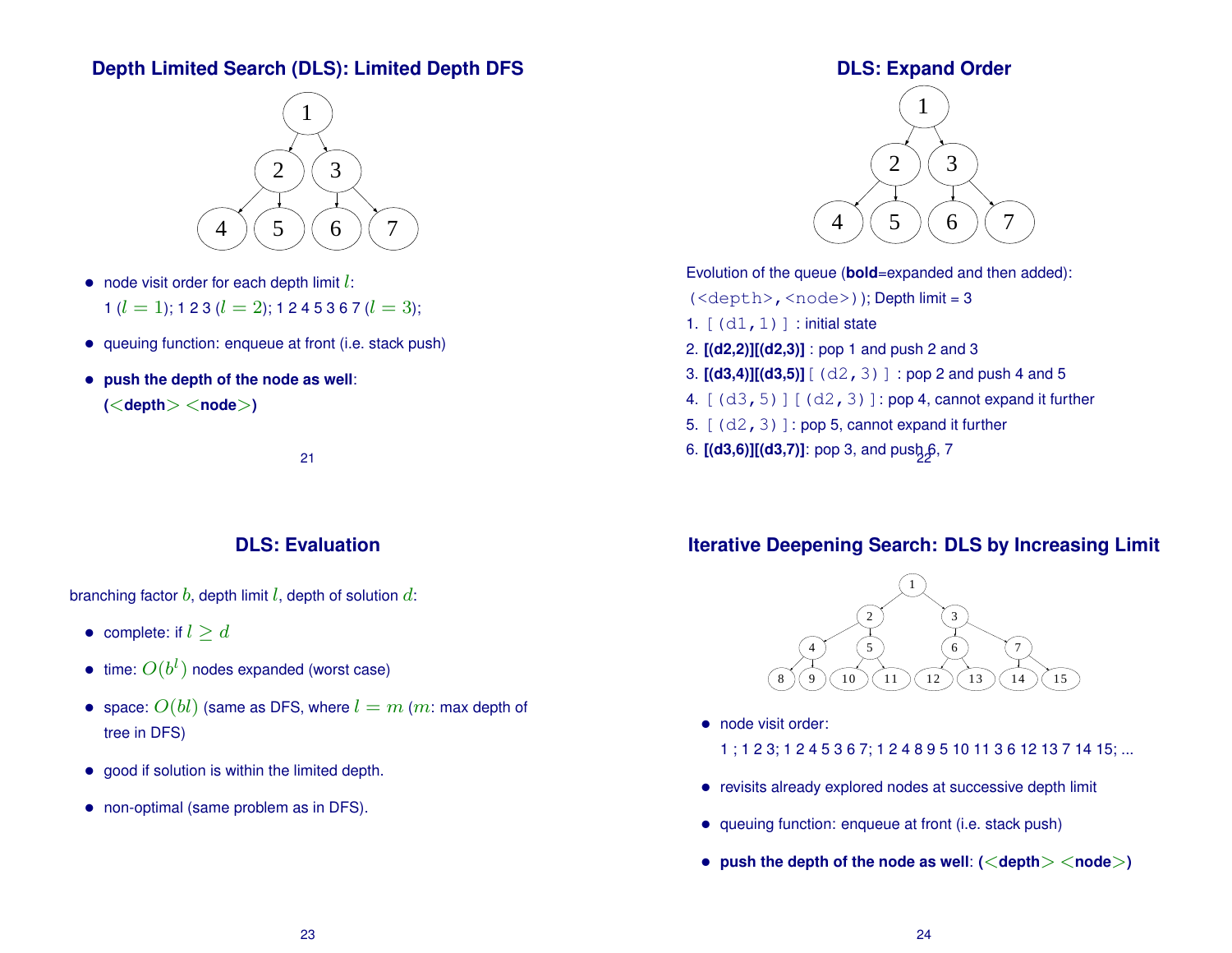## Depth Limited Search (DLS): Limited Depth DFS

- node visit order for each depth limit $l$:
  1 ($l = 1$); 1 2 3 ($l = 2$); 1 2 4 5 3 6 7 ($l = 3$);
- queuing function: enqueue at front (i.e. stack push)
- **push the depth of the node as well**:
  **($<$depth$>$ $<$node$>$)**

## DLS: Expand Order

Evolution of the queue (**bold**=expanded and then added):

(<depth>,<node>)); Depth limit = 3

1. [(d1,1)] : initial state
2. **[(d2,2)][(d2,3)]** : pop 1 and push 2 and 3
3. **[(d3,4)][(d3,5)]** [(d2,3)] : pop 2 and push 4 and 5
4. [(d3,5)][(d2,3)]: pop 4, cannot expand it further
5. [(d2,3)]: pop 5, cannot expand it further
6. **[(d3,6)][(d3,7)]**: pop 3, and push 6, 7

## DLS: Evaluation

branching factor $b$, depth limit $l$, depth of solution $d$:

- complete: if $l \geq d$
- time: $O(b^l)$ nodes expanded (worst case)
- space: $O(bl)$ (same as DFS, where $l = m$ ($m$: max depth of tree in DFS)
- good if solution is within the limited depth.
- non-optimal (same problem as in DFS).

## Iterative Deepening Search: DLS by Increasing Limit

- node visit order:
  1 ; 1 2 3; 1 2 4 5 3 6 7; 1 2 4 8 9 5 10 11 3 6 12 13 7 14 15; ...
- revisits already explored nodes at successive depth limit
- queuing function: enqueue at front (i.e. stack push)
- **push the depth of the node as well: ($<$depth$>$ $<$node$>$)**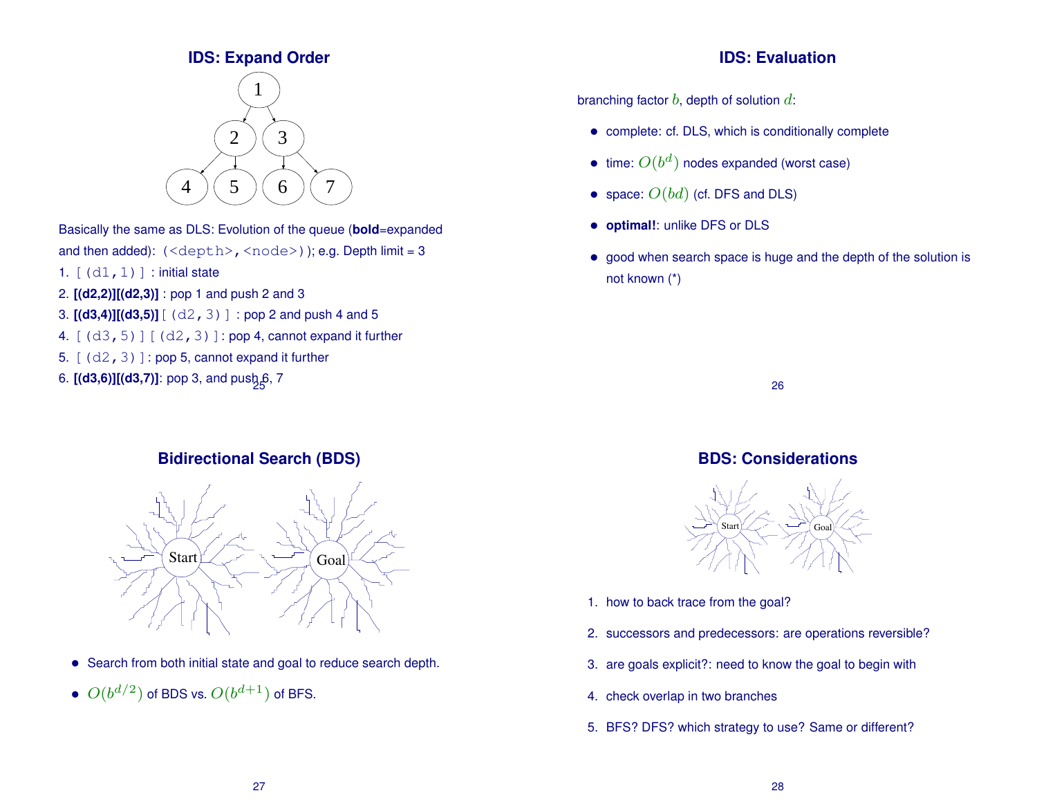## IDS: Expand Order

Basically the same as DLS: Evolution of the queue (**bold**=expanded and then added): `(<depth>,<node>)`); e.g. Depth limit = 3

1. `[(d1,1)]` : initial state
2. **[(d2,2)][(d2,3)]** : pop 1 and push 2 and 3
3. **[(d3,4)][(d3,5)]** `[(d2,3)]` : pop 2 and push 4 and 5
4. `[(d3,5)][(d2,3)]`: pop 4, cannot expand it further
5. `[(d2,3)]`: pop 5, cannot expand it further
6. **[(d3,6)][(d3,7)]**: pop 3, and push 6, 7

## IDS: Evaluation

branching factor $b$, depth of solution $d$:

- complete: cf. DLS, which is conditionally complete
- time: $O(b^d)$ nodes expanded (worst case)
- space: $O(bd)$ (cf. DFS and DLS)
- **optimal!**: unlike DFS or DLS
- good when search space is huge and the depth of the solution is not known (*)

## Bidirectional Search (BDS)

- Search from both initial state and goal to reduce search depth.
- $O(b^{d/2})$ of BDS vs. $O(b^{d+1})$ of BFS.

## BDS: Considerations

1. how to back trace from the goal?
2. successors and predecessors: are operations reversible?
3. are goals explicit?: need to know the goal to begin with
4. check overlap in two branches
5. BFS? DFS? which strategy to use? Same or different?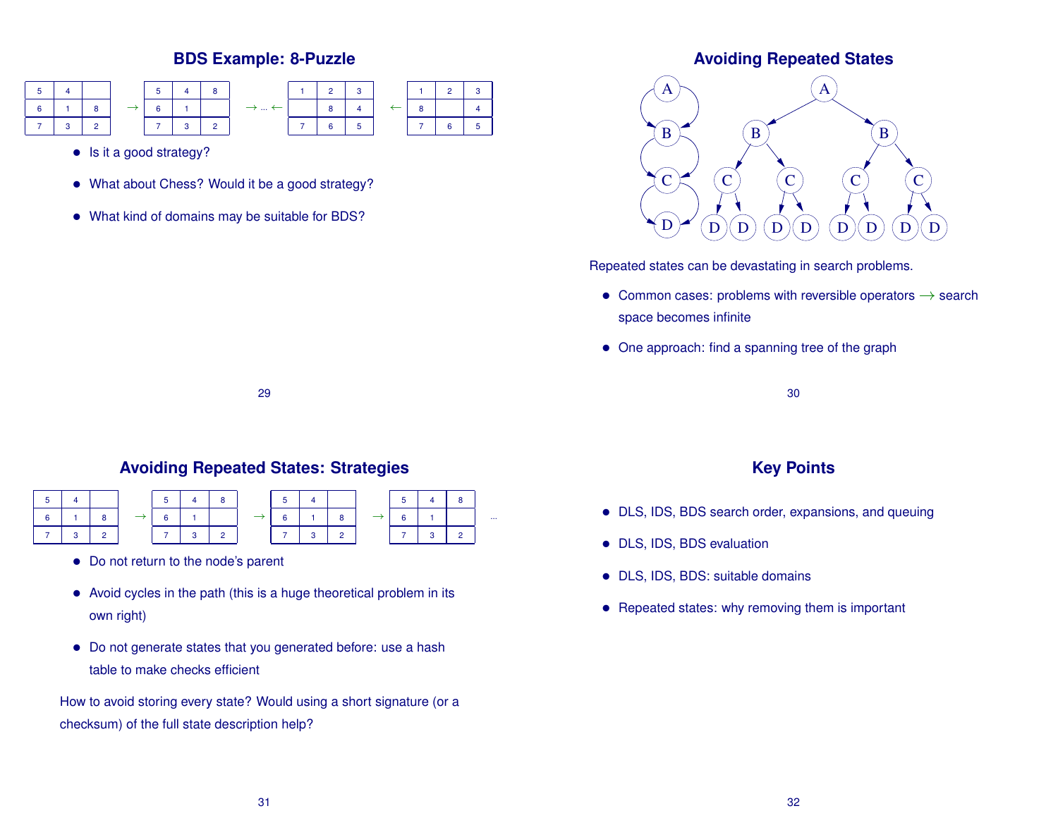## BDS Example: 8-Puzzle

| 5 | 4 |   |
|---|---|---|
| 6 | 1 | 8 |
| 7 | 3 | 2 |

→

| 5 | 4 | 8 |
|---|---|---|
| 6 | 1 |   |
| 7 | 3 | 2 |

→ ... ←

| 1 | 2 | 3 |
|---|---|---|
|   | 8 | 4 |
| 7 | 6 | 5 |

←

| 1 | 2 | 3 |
|---|---|---|
| 8 |   | 4 |
| 7 | 6 | 5 |

- Is it a good strategy?
- What about Chess? Would it be a good strategy?
- What kind of domains may be suitable for BDS?

## Avoiding Repeated States

Repeated states can be devastating in search problems.

- Common cases: problems with reversible operators → search space becomes infinite
- One approach: find a spanning tree of the graph

## Avoiding Repeated States: Strategies

| 5 | 4 |   |
|---|---|---|
| 6 | 1 | 8 |
| 7 | 3 | 2 |

→

| 5 | 4 | 8 |
|---|---|---|
| 6 | 1 |   |
| 7 | 3 | 2 |

→

| 5 | 4 |   |
|---|---|---|
| 6 | 1 | 8 |
| 7 | 3 | 2 |

→

| 5 | 4 | 8 |
|---|---|---|
| 6 | 1 |   |
| 7 | 3 | 2 |

...

- Do not return to the node's parent
- Avoid cycles in the path (this is a huge theoretical problem in its own right)
- Do not generate states that you generated before: use a hash table to make checks efficient

How to avoid storing every state? Would using a short signature (or a checksum) of the full state description help?

## Key Points

- DLS, IDS, BDS search order, expansions, and queuing
- DLS, IDS, BDS evaluation
- DLS, IDS, BDS: suitable domains
- Repeated states: why removing them is important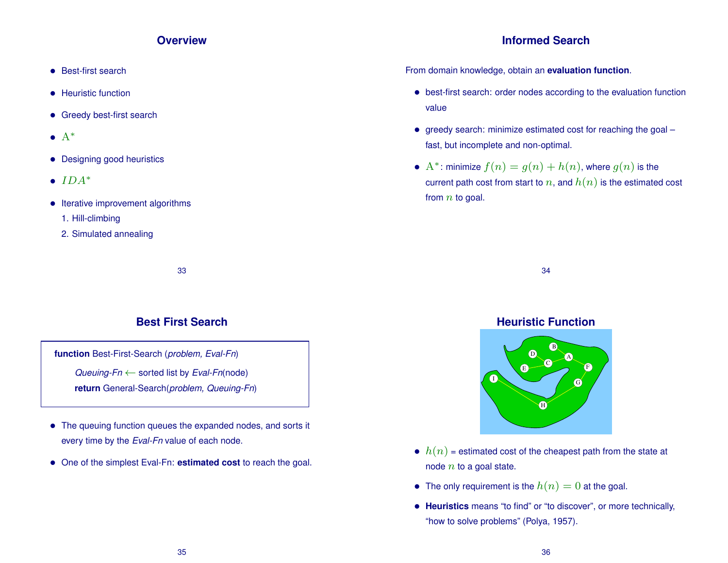## Overview

- Best-first search
- Heuristic function
- Greedy best-first search
- $\mathrm{A}^*$
- Designing good heuristics
- $IDA^*$
- Iterative improvement algorithms
  1. Hill-climbing
  2. Simulated annealing

## Informed Search

From domain knowledge, obtain an **evaluation function**.

- best-first search: order nodes according to the evaluation function value
- greedy search: minimize estimated cost for reaching the goal – fast, but incomplete and non-optimal.
- $\mathrm{A}^*$: minimize $f(n) = g(n) + h(n)$, where $g(n)$ is the current path cost from start to $n$, and $h(n)$ is the estimated cost from $n$ to goal.

## Best First Search

```
function Best-First-Search (problem, Eval-Fn)
    Queuing-Fn ← sorted list by Eval-Fn(node)
    return General-Search(problem, Queuing-Fn)
```

- The queuing function queues the expanded nodes, and sorts it every time by the *Eval-Fn* value of each node.
- One of the simplest Eval-Fn: **estimated cost** to reach the goal.

## Heuristic Function

- $h(n)$ = estimated cost of the cheapest path from the state at node $n$ to a goal state.
- The only requirement is the $h(n) = 0$ at the goal.
- **Heuristics** means "to find" or "to discover", or more technically, "how to solve problems" (Polya, 1957).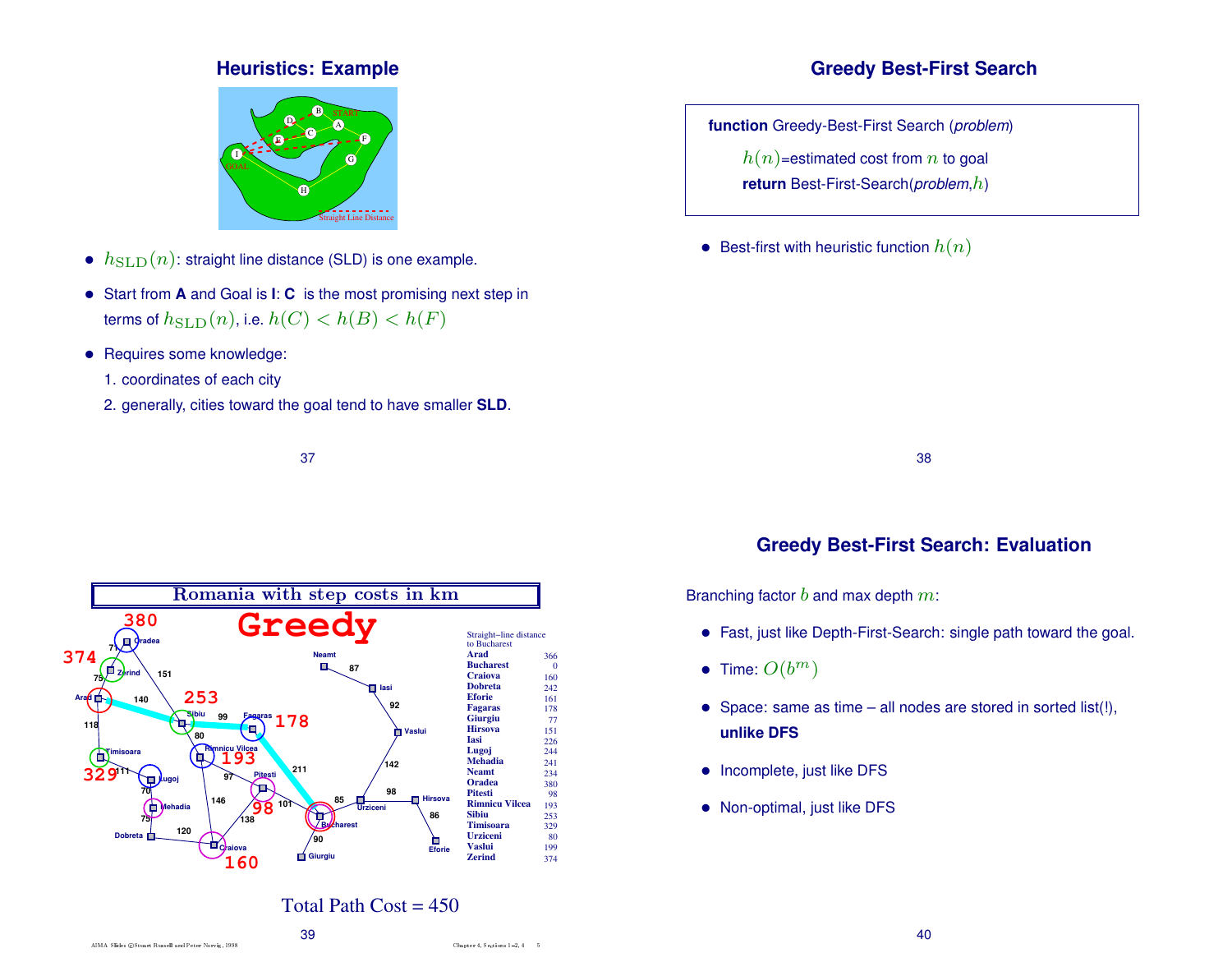## Heuristics: Example

- $h_{\text{SLD}}(n)$: straight line distance (SLD) is one example.
- Start from **A** and Goal is **I**: **C** is the most promising next step in terms of $h_{\text{SLD}}(n)$, i.e. $h(C) < h(B) < h(F)$
- Requires some knowledge:
  1. coordinates of each city
  2. generally, cities toward the goal tend to have smaller **SLD**.

## Greedy Best-First Search

**function** Greedy-Best-First Search (*problem*)

$h(n)$=estimated cost from $n$ to goal

**return** Best-First-Search(*problem*,$h$)

- Best-first with heuristic function $h(n)$

## Romania with step costs in km

**Greedy**

| Straight–line distance to Bucharest | |
|---|---|
| Arad | 366 |
| Bucharest | 0 |
| Craiova | 160 |
| Dobreta | 242 |
| Eforie | 161 |
| Fagaras | 178 |
| Giurgiu | 77 |
| Hirsova | 151 |
| Iasi | 226 |
| Lugoj | 244 |
| Mehadia | 241 |
| Neamt | 234 |
| Oradea | 380 |
| Pitesti | 98 |
| Rimnicu Vilcea | 193 |
| Sibiu | 253 |
| Timisoara | 329 |
| Urziceni | 80 |
| Vaslui | 199 |
| Zerind | 374 |

Total Path Cost = 450

## Greedy Best-First Search: Evaluation

Branching factor $b$ and max depth $m$:

- Fast, just like Depth-First-Search: single path toward the goal.
- Time: $O(b^m)$
- Space: same as time – all nodes are stored in sorted list(!), **unlike DFS**
- Incomplete, just like DFS
- Non-optimal, just like DFS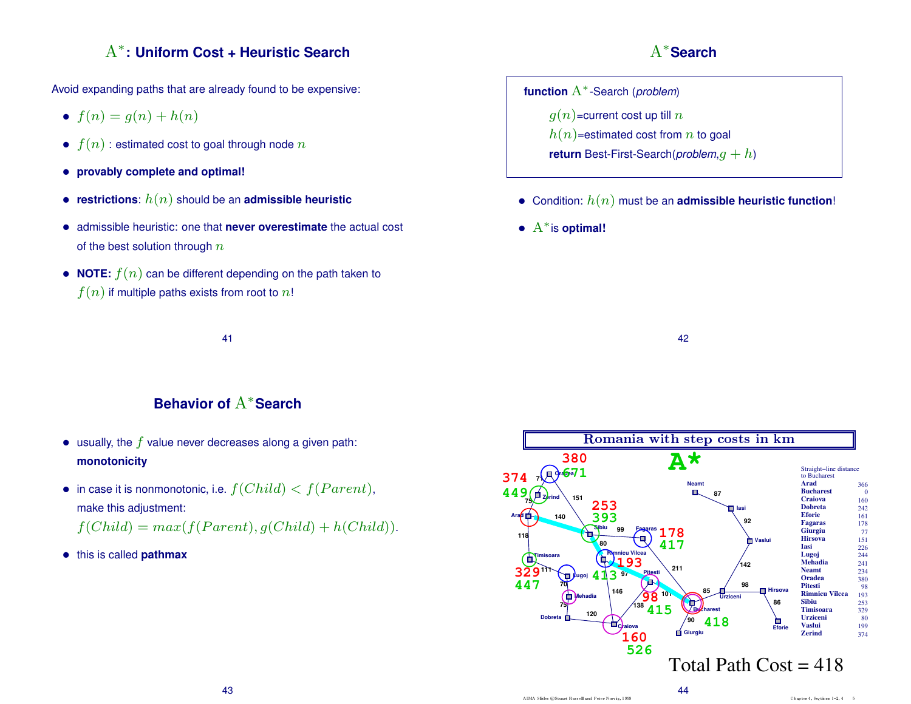## $A^*$: Uniform Cost + Heuristic Search

Avoid expanding paths that are already found to be expensive:

- $f(n) = g(n) + h(n)$
- $f(n)$ : estimated cost to goal through node $n$
- **provably complete and optimal!**
- **restrictions**: $h(n)$ should be an **admissible heuristic**
- admissible heuristic: one that **never overestimate** the actual cost of the best solution through $n$
- **NOTE:** $f(n)$ can be different depending on the path taken to $f(n)$ if multiple paths exists from root to $n$!

## $A^*$Search

```
function A*-Search (problem)
    g(n)=current cost up till n
    h(n)=estimated cost from n to goal
    return Best-First-Search(problem,g + h)
```

- Condition: $h(n)$ must be an **admissible heuristic function**!
- $A^*$is **optimal!**

## Behavior of $A^*$Search

- usually, the $f$ value never decreases along a given path: **monotonicity**
- in case it is nonmonotonic, i.e. $f(Child) < f(Parent)$, make this adjustment:
  $f(Child) = max(f(Parent), g(Child) + h(Child))$.
- this is called **pathmax**

**Romania with step costs in km**

**A***

Total Path Cost = 418

| Straight–line distance to Bucharest | |
|---|---|
| Arad | 366 |
| Bucharest | 0 |
| Craiova | 160 |
| Dobreta | 242 |
| Eforie | 161 |
| Fagaras | 178 |
| Giurgiu | 77 |
| Hirsova | 151 |
| Iasi | 226 |
| Lugoj | 244 |
| Mehadia | 241 |
| Neamt | 234 |
| Oradea | 380 |
| Pitesti | 98 |
| Rimnicu Vilcea | 193 |
| Sibiu | 253 |
| Timisoara | 329 |
| Urziceni | 80 |
| Vaslui | 199 |
| Zerind | 374 |

AIMA Slides ©Stuart Russell and Peter Norvig, 1998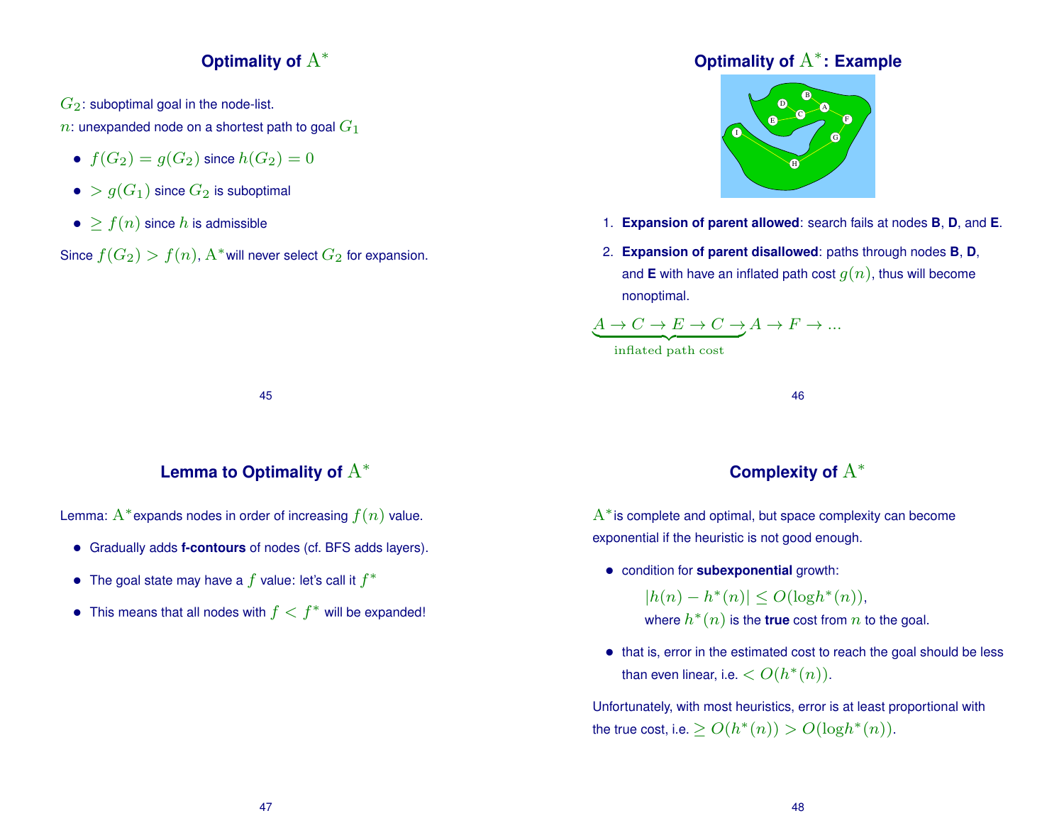## Optimality of $A^*$

$G_2$: suboptimal goal in the node-list.

$n$: unexpanded node on a shortest path to goal $G_1$

- $f(G_2) = g(G_2)$ since $h(G_2) = 0$
- $> g(G_1)$ since $G_2$ is suboptimal
- $\geq f(n)$ since $h$ is admissible

Since $f(G_2) > f(n)$, $A^*$ will never select $G_2$ for expansion.

## Optimality of $A^*$: Example

1. **Expansion of parent allowed**: search fails at nodes **B**, **D**, and **E**.
2. **Expansion of parent disallowed**: paths through nodes **B**, **D**, and **E** with have an inflated path cost $g(n)$, thus will become nonoptimal.

$$\underbrace{A \rightarrow C \rightarrow E \rightarrow C \rightarrow}_{\text{inflated path cost}} A \rightarrow F \rightarrow ...$$

## Lemma to Optimality of $A^*$

Lemma: $A^*$ expands nodes in order of increasing $f(n)$ value.

- Gradually adds **f-contours** of nodes (cf. BFS adds layers).
- The goal state may have a $f$ value: let's call it $f^*$
- This means that all nodes with $f < f^*$ will be expanded!

## Complexity of $A^*$

$A^*$ is complete and optimal, but space complexity can become exponential if the heuristic is not good enough.

- condition for **subexponential** growth:

  $|h(n) - h^*(n)| \leq O(\log h^*(n))$,

  where $h^*(n)$ is the **true** cost from $n$ to the goal.
- that is, error in the estimated cost to reach the goal should be less than even linear, i.e. $< O(h^*(n))$.

Unfortunately, with most heuristics, error is at least proportional with the true cost, i.e. $\geq O(h^*(n)) > O(\log h^*(n))$.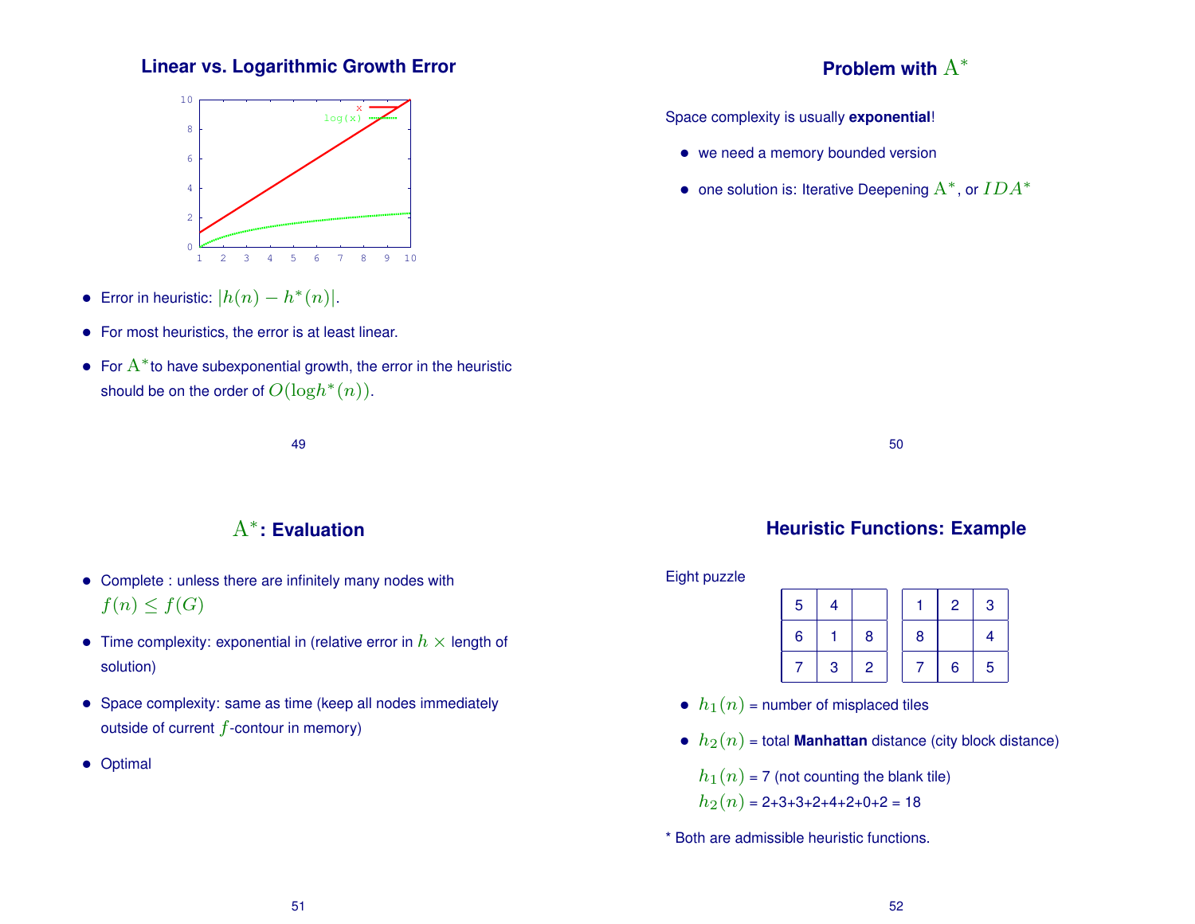## Linear vs. Logarithmic Growth Error

- Error in heuristic: $|h(n) - h^*(n)|$.
- For most heuristics, the error is at least linear.
- For $A^*$to have subexponential growth, the error in the heuristic should be on the order of $O(\log h^*(n))$.

## Problem with $A^*$

Space complexity is usually **exponential**!

- we need a memory bounded version
- one solution is: Iterative Deepening $A^*$, or $IDA^*$

## $A^*$: Evaluation

- Complete : unless there are infinitely many nodes with $f(n) \leq f(G)$
- Time complexity: exponential in (relative error in $h$ $\times$ length of solution)
- Space complexity: same as time (keep all nodes immediately outside of current $f$-contour in memory)
- Optimal

## Heuristic Functions: Example

Eight puzzle

| 5 | 4 |   |
|---|---|---|
| 6 | 1 | 8 |
| 7 | 3 | 2 |

| 1 | 2 | 3 |
|---|---|---|
| 8 |   | 4 |
| 7 | 6 | 5 |

- $h_1(n)$ = number of misplaced tiles
- $h_2(n)$ = total **Manhattan** distance (city block distance)

  $h_1(n)$ = 7 (not counting the blank tile)
  $h_2(n)$ = 2+3+3+2+4+2+0+2 = 18

* Both are admissible heuristic functions.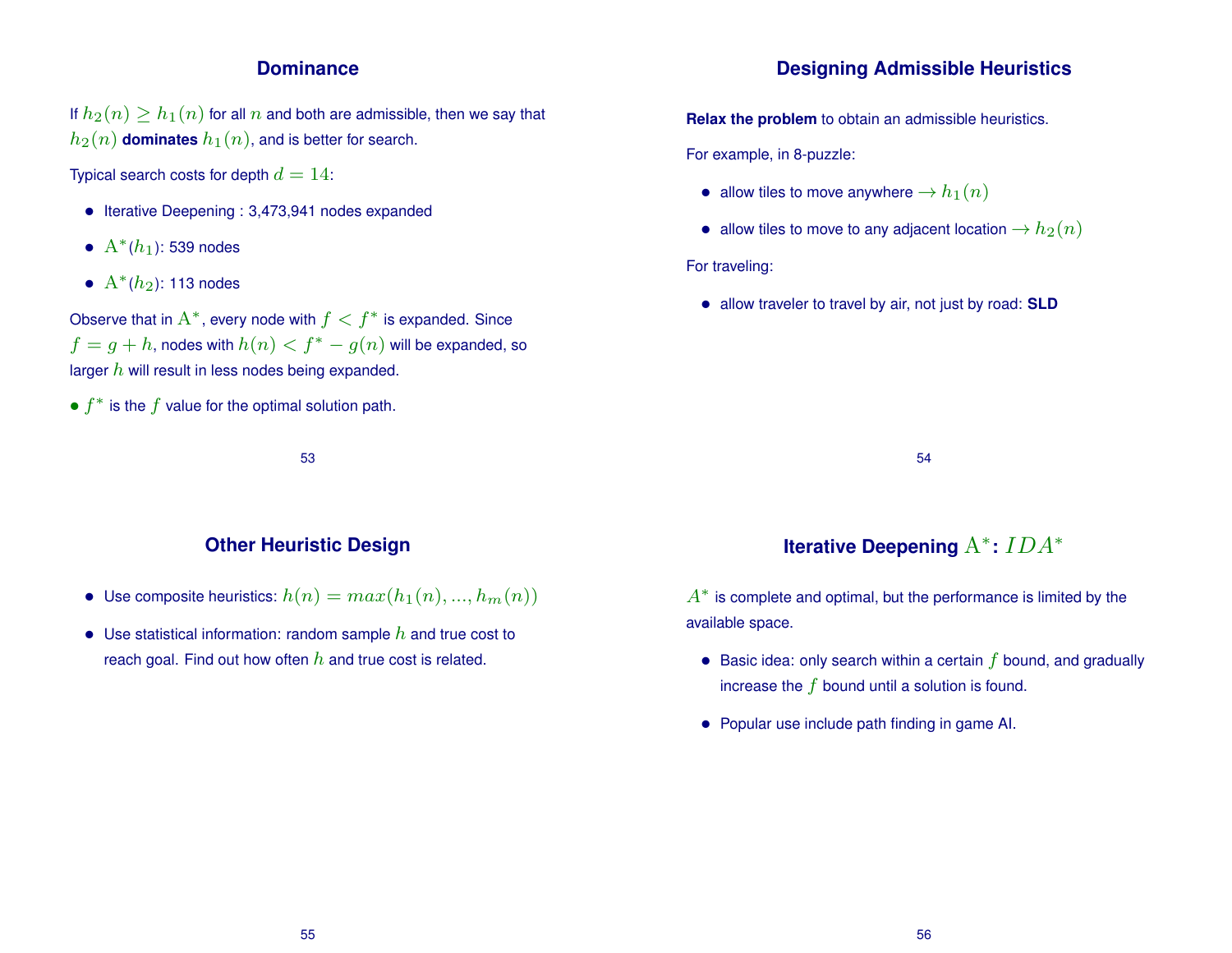## Dominance

If $h_2(n) \geq h_1(n)$ for all $n$ and both are admissible, then we say that $h_2(n)$ **dominates** $h_1(n)$, and is better for search.

Typical search costs for depth $d = 14$:

- Iterative Deepening : 3,473,941 nodes expanded
- $\mathrm{A}^*(h_1)$: 539 nodes
- $\mathrm{A}^*(h_2)$: 113 nodes

Observe that in $\mathrm{A}^*$, every node with $f < f^*$ is expanded. Since $f = g + h$, nodes with $h(n) < f^* - g(n)$ will be expanded, so larger $h$ will result in less nodes being expanded.

- $f^*$ is the $f$ value for the optimal solution path.

## Designing Admissible Heuristics

**Relax the problem** to obtain an admissible heuristics.

For example, in 8-puzzle:

- allow tiles to move anywhere $\rightarrow h_1(n)$
- allow tiles to move to any adjacent location $\rightarrow h_2(n)$

For traveling:

- allow traveler to travel by air, not just by road: **SLD**

## Other Heuristic Design

- Use composite heuristics: $h(n) = max(h_1(n), ..., h_m(n))$
- Use statistical information: random sample $h$ and true cost to reach goal. Find out how often $h$ and true cost is related.

## Iterative Deepening $\mathrm{A}^*$: $IDA^*$

$A^*$ is complete and optimal, but the performance is limited by the available space.

- Basic idea: only search within a certain $f$ bound, and gradually increase the $f$ bound until a solution is found.
- Popular use include path finding in game AI.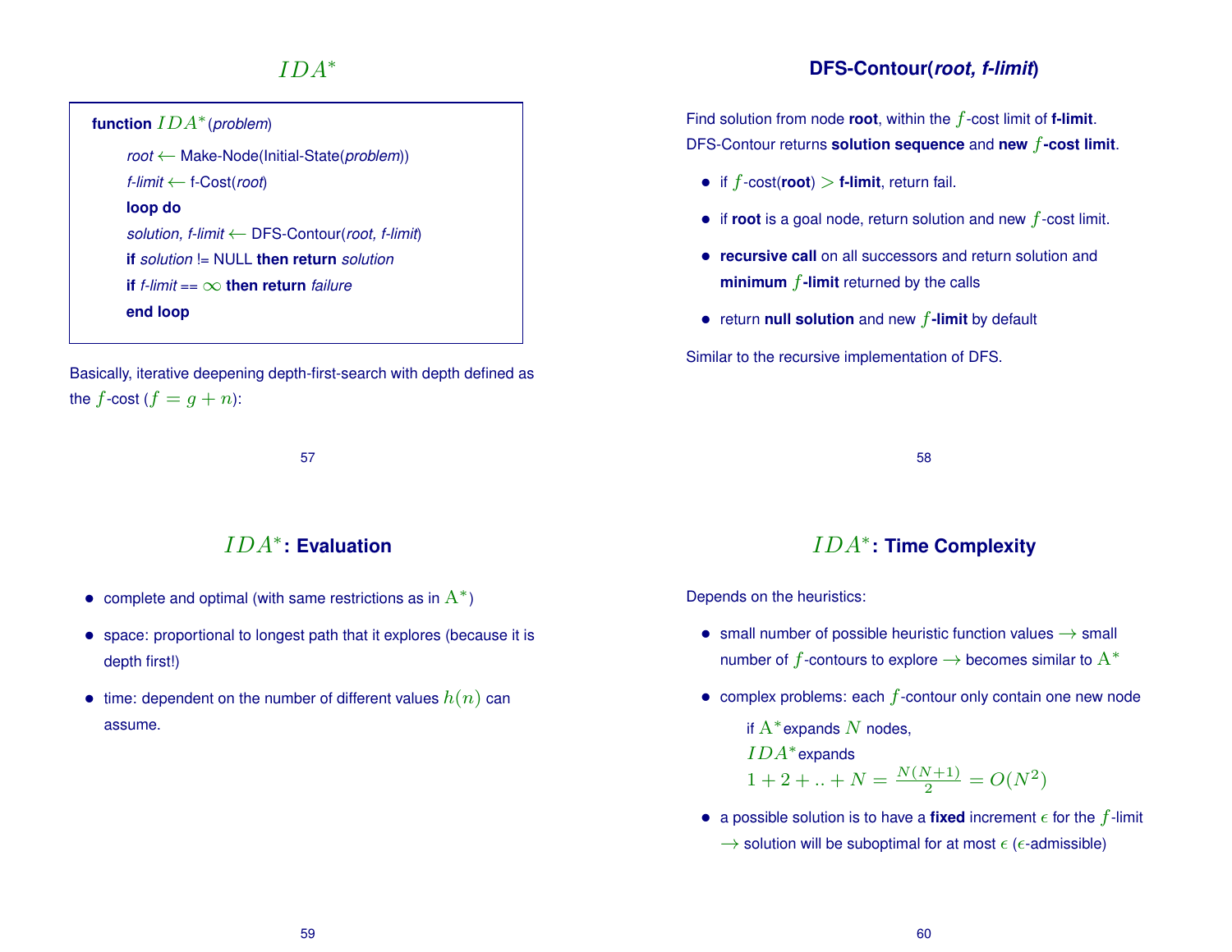# $IDA^*$

```
function IDA*(problem)
    root ← Make-Node(Initial-State(problem))
    f-limit ← f-Cost(root)
    loop do
    solution, f-limit ← DFS-Contour(root, f-limit)
    if solution != NULL then return solution
    if f-limit == ∞ then return failure
    end loop
```

Basically, iterative deepening depth-first-search with depth defined as the $f$-cost ($f = g + n$):

# DFS-Contour(*root, f-limit*)

Find solution from node **root**, within the $f$-cost limit of **f-limit**. DFS-Contour returns **solution sequence** and **new $f$-cost limit**.

- if $f$-cost(**root**) $>$ **f-limit**, return fail.
- if **root** is a goal node, return solution and new $f$-cost limit.
- **recursive call** on all successors and return solution and **minimum $f$-limit** returned by the calls
- return **null solution** and new $f$-**limit** by default

Similar to the recursive implementation of DFS.

# $IDA^*$: Evaluation

- complete and optimal (with same restrictions as in $A^*$)
- space: proportional to longest path that it explores (because it is depth first!)
- time: dependent on the number of different values $h(n)$ can assume.

# $IDA^*$: Time Complexity

Depends on the heuristics:

- small number of possible heuristic function values $\rightarrow$ small number of $f$-contours to explore $\rightarrow$ becomes similar to $A^*$
- complex problems: each $f$-contour only contain one new node

  if $A^*$ expands $N$ nodes,
  $IDA^*$ expands
  $1 + 2 + .. + N = \frac{N(N+1)}{2} = O(N^2)$
- a possible solution is to have a **fixed** increment $\epsilon$ for the $f$-limit $\rightarrow$ solution will be suboptimal for at most $\epsilon$ ($\epsilon$-admissible)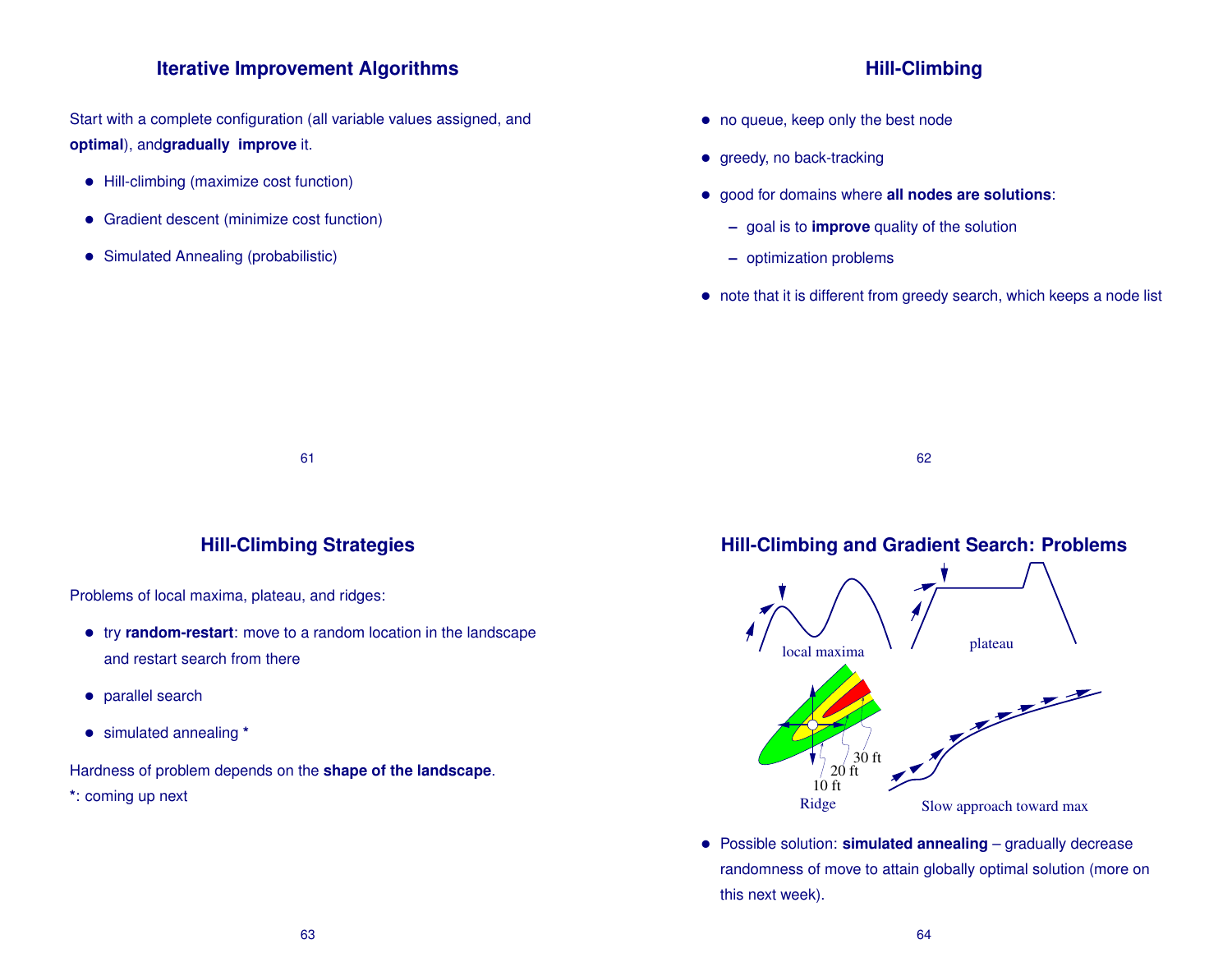## Iterative Improvement Algorithms

Start with a complete configuration (all variable values assigned, and **optimal**), and**gradually improve** it.

- Hill-climbing (maximize cost function)
- Gradient descent (minimize cost function)
- Simulated Annealing (probabilistic)

## Hill-Climbing

- no queue, keep only the best node
- greedy, no back-tracking
- good for domains where **all nodes are solutions**:
  - goal is to **improve** quality of the solution
  - optimization problems
- note that it is different from greedy search, which keeps a node list

## Hill-Climbing Strategies

Problems of local maxima, plateau, and ridges:

- try **random-restart**: move to a random location in the landscape and restart search from there
- parallel search
- simulated annealing *

Hardness of problem depends on the **shape of the landscape**.

*: coming up next

## Hill-Climbing and Gradient Search: Problems

local maxima

plateau

10 ft
20 ft
30 ft
Ridge

Slow approach toward max

- Possible solution: **simulated annealing** – gradually decrease randomness of move to attain globally optimal solution (more on this next week).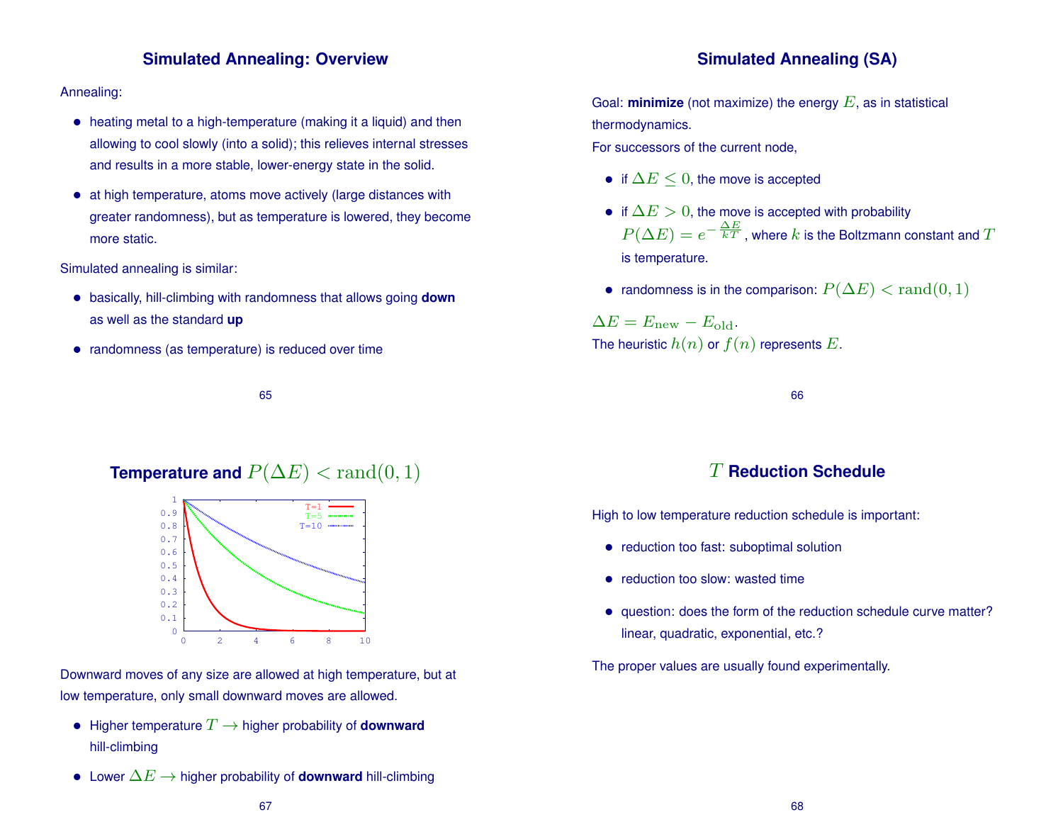## Simulated Annealing: Overview

Annealing:

- heating metal to a high-temperature (making it a liquid) and then allowing to cool slowly (into a solid); this relieves internal stresses and results in a more stable, lower-energy state in the solid.
- at high temperature, atoms move actively (large distances with greater randomness), but as temperature is lowered, they become more static.

Simulated annealing is similar:

- basically, hill-climbing with randomness that allows going **down** as well as the standard **up**
- randomness (as temperature) is reduced over time

## Simulated Annealing (SA)

Goal: **minimize** (not maximize) the energy $E$, as in statistical thermodynamics.

For successors of the current node,

- if $\Delta E \leq 0$, the move is accepted
- if $\Delta E > 0$, the move is accepted with probability $P(\Delta E) = e^{-\frac{\Delta E}{kT}}$, where $k$ is the Boltzmann constant and $T$ is temperature.
- randomness is in the comparison: $P(\Delta E) < \mathrm{rand}(0, 1)$

$\Delta E = E_{\mathrm{new}} - E_{\mathrm{old}}$.

The heuristic $h(n)$ or $f(n)$ represents $E$.

## Temperature and $P(\Delta E) < \mathrm{rand}(0, 1)$

Downward moves of any size are allowed at high temperature, but at low temperature, only small downward moves are allowed.

- Higher temperature $T \rightarrow$ higher probability of **downward** hill-climbing
- Lower $\Delta E \rightarrow$ higher probability of **downward** hill-climbing

## $T$ Reduction Schedule

High to low temperature reduction schedule is important:

- reduction too fast: suboptimal solution
- reduction too slow: wasted time
- question: does the form of the reduction schedule curve matter? linear, quadratic, exponential, etc.?

The proper values are usually found experimentally.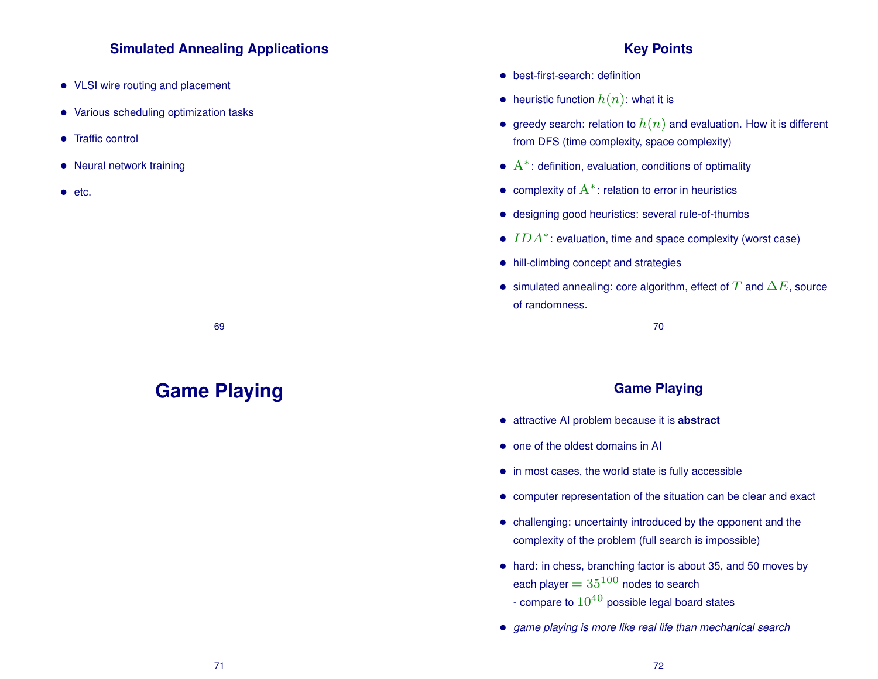## Simulated Annealing Applications

- VLSI wire routing and placement
- Various scheduling optimization tasks
- Traffic control
- Neural network training
- etc.

## Key Points

- best-first-search: definition
- heuristic function $h(n)$: what it is
- greedy search: relation to $h(n)$ and evaluation. How it is different from DFS (time complexity, space complexity)
- $\mathrm{A}^*$: definition, evaluation, conditions of optimality
- complexity of $\mathrm{A}^*$: relation to error in heuristics
- designing good heuristics: several rule-of-thumbs
- $IDA^*$: evaluation, time and space complexity (worst case)
- hill-climbing concept and strategies
- simulated annealing: core algorithm, effect of $T$ and $\Delta E$, source of randomness.

# Game Playing

## Game Playing

- attractive AI problem because it is **abstract**
- one of the oldest domains in AI
- in most cases, the world state is fully accessible
- computer representation of the situation can be clear and exact
- challenging: uncertainty introduced by the opponent and the complexity of the problem (full search is impossible)
- hard: in chess, branching factor is about 35, and 50 moves by each player $= 35^{100}$ nodes to search
  - compare to $10^{40}$ possible legal board states
- *game playing is more like real life than mechanical search*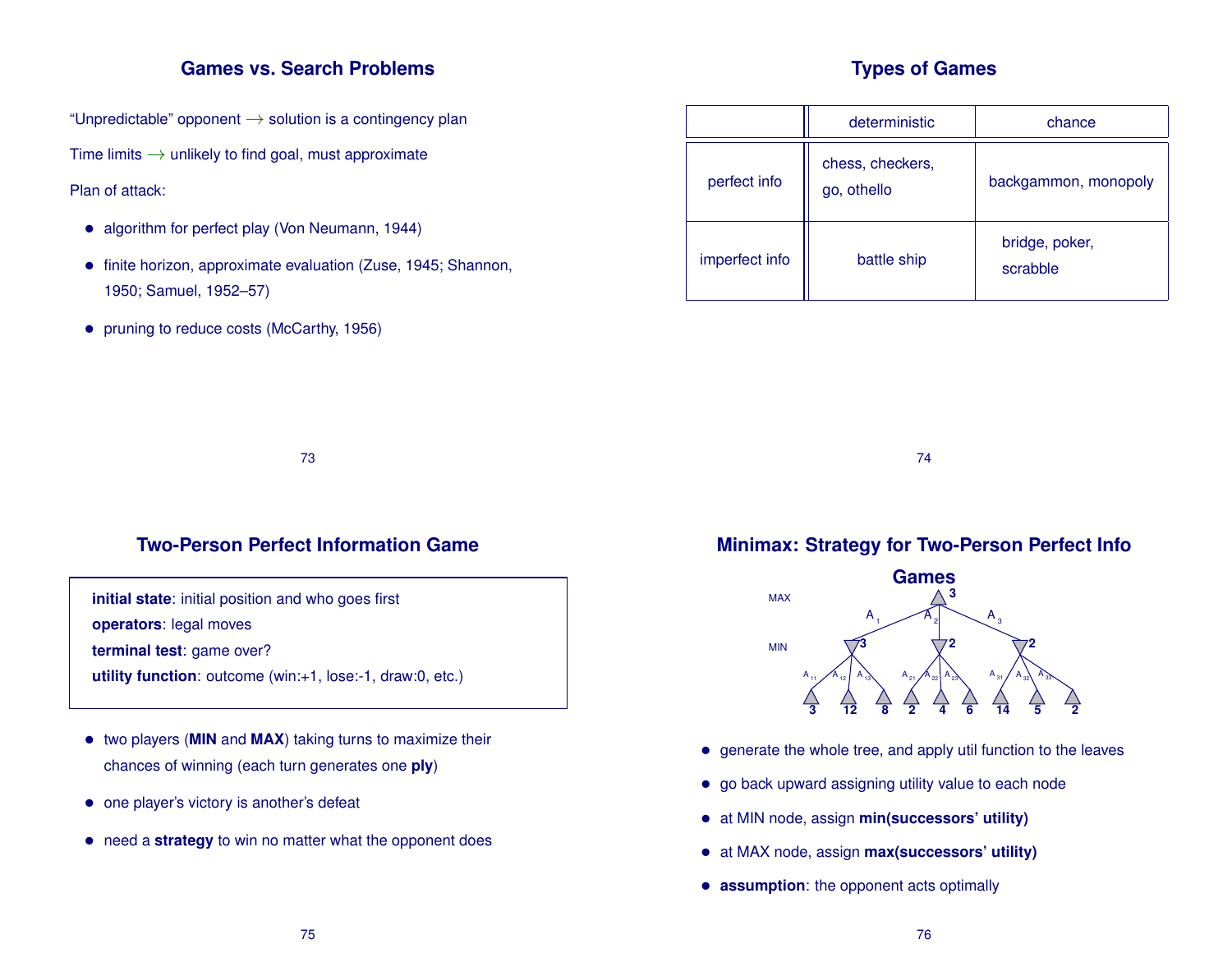## Games vs. Search Problems

"Unpredictable" opponent → solution is a contingency plan

Time limits → unlikely to find goal, must approximate

Plan of attack:

- algorithm for perfect play (Von Neumann, 1944)
- finite horizon, approximate evaluation (Zuse, 1945; Shannon, 1950; Samuel, 1952–57)
- pruning to reduce costs (McCarthy, 1956)

## Types of Games

| | deterministic | chance |
|---|---|---|
| perfect info | chess, checkers, go, othello | backgammon, monopoly |
| imperfect info | battle ship | bridge, poker, scrabble |

## Two-Person Perfect Information Game

**initial state**: initial position and who goes first
**operators**: legal moves
**terminal test**: game over?
**utility function**: outcome (win:+1, lose:-1, draw:0, etc.)

- two players (**MIN** and **MAX**) taking turns to maximize their chances of winning (each turn generates one **ply**)
- one player's victory is another's defeat
- need a **strategy** to win no matter what the opponent does

## Minimax: Strategy for Two-Person Perfect Info Games

MAX: 3 — moves $A_1$, $A_2$, $A_3$

MIN: 3, 2, 2 — moves $A_{11}$, $A_{12}$, $A_{13}$, $A_{21}$, $A_{22}$, $A_{23}$, $A_{31}$, $A_{32}$, $A_{33}$

Leaves: 3, 12, 8, 2, 4, 6, 14, 5, 2

- generate the whole tree, and apply util function to the leaves
- go back upward assigning utility value to each node
- at MIN node, assign **min(successors' utility)**
- at MAX node, assign **max(successors' utility)**
- **assumption**: the opponent acts optimally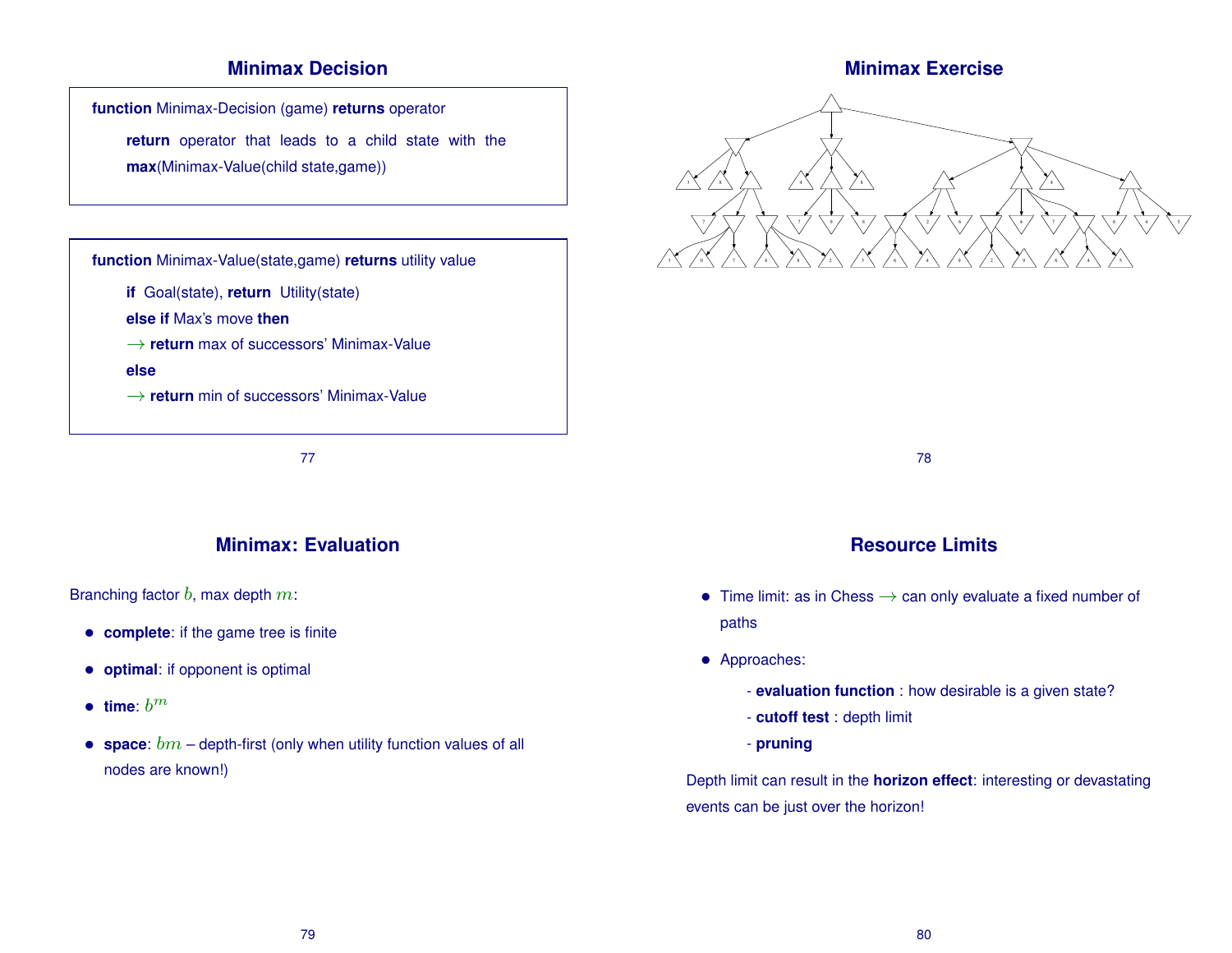## Minimax Decision

**function** Minimax-Decision (game) **returns** operator

**return** operator that leads to a child state with the **max**(Minimax-Value(child state,game))

**function** Minimax-Value(state,game) **returns** utility value

**if** Goal(state), **return** Utility(state)

**else if** Max's move **then**

$\rightarrow$ **return** max of successors' Minimax-Value

**else**

$\rightarrow$ **return** min of successors' Minimax-Value

## Minimax Exercise

## Minimax: Evaluation

Branching factor $b$, max depth $m$:

- **complete**: if the game tree is finite
- **optimal**: if opponent is optimal
- **time**: $b^m$
- **space**: $bm$ – depth-first (only when utility function values of all nodes are known!)

## Resource Limits

- Time limit: as in Chess $\rightarrow$ can only evaluate a fixed number of paths
- Approaches:
  - **evaluation function** : how desirable is a given state?
  - **cutoff test** : depth limit
  - **pruning**

Depth limit can result in the **horizon effect**: interesting or devastating events can be just over the horizon!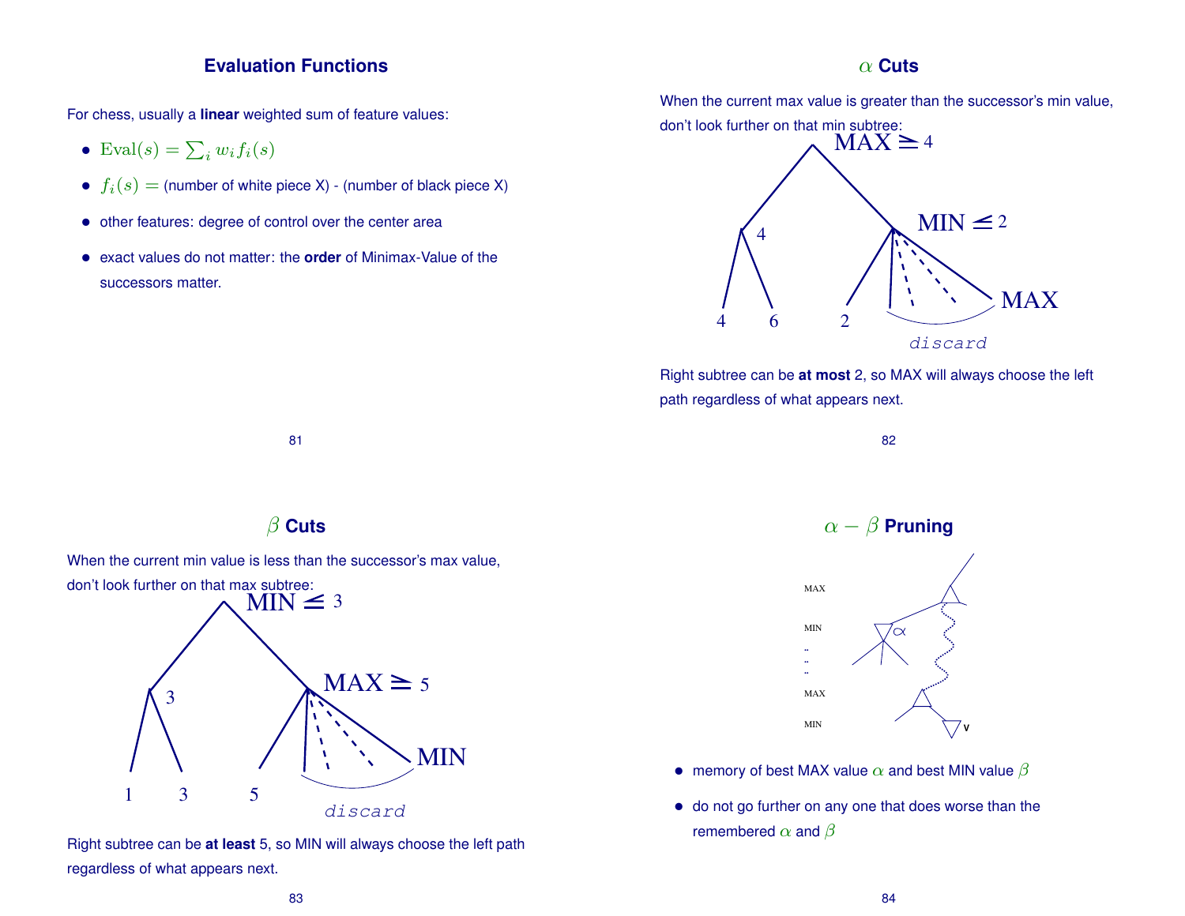## Evaluation Functions

For chess, usually a **linear** weighted sum of feature values:

- $\text{Eval}(s) = \sum_i w_i f_i(s)$
- $f_i(s) =$ (number of white piece X) - (number of black piece X)
- other features: degree of control over the center area
- exact values do not matter: the **order** of Minimax-Value of the successors matter.

## $\alpha$ Cuts

When the current max value is greater than the successor's min value, don't look further on that min subtree:

Right subtree can be **at most** 2, so MAX will always choose the left path regardless of what appears next.

## $\beta$ Cuts

When the current min value is less than the successor's max value, don't look further on that max subtree:

Right subtree can be **at least** 5, so MIN will always choose the left path regardless of what appears next.

## $\alpha - \beta$ Pruning

- memory of best MAX value $\alpha$ and best MIN value $\beta$
- do not go further on any one that does worse than the remembered $\alpha$ and $\beta$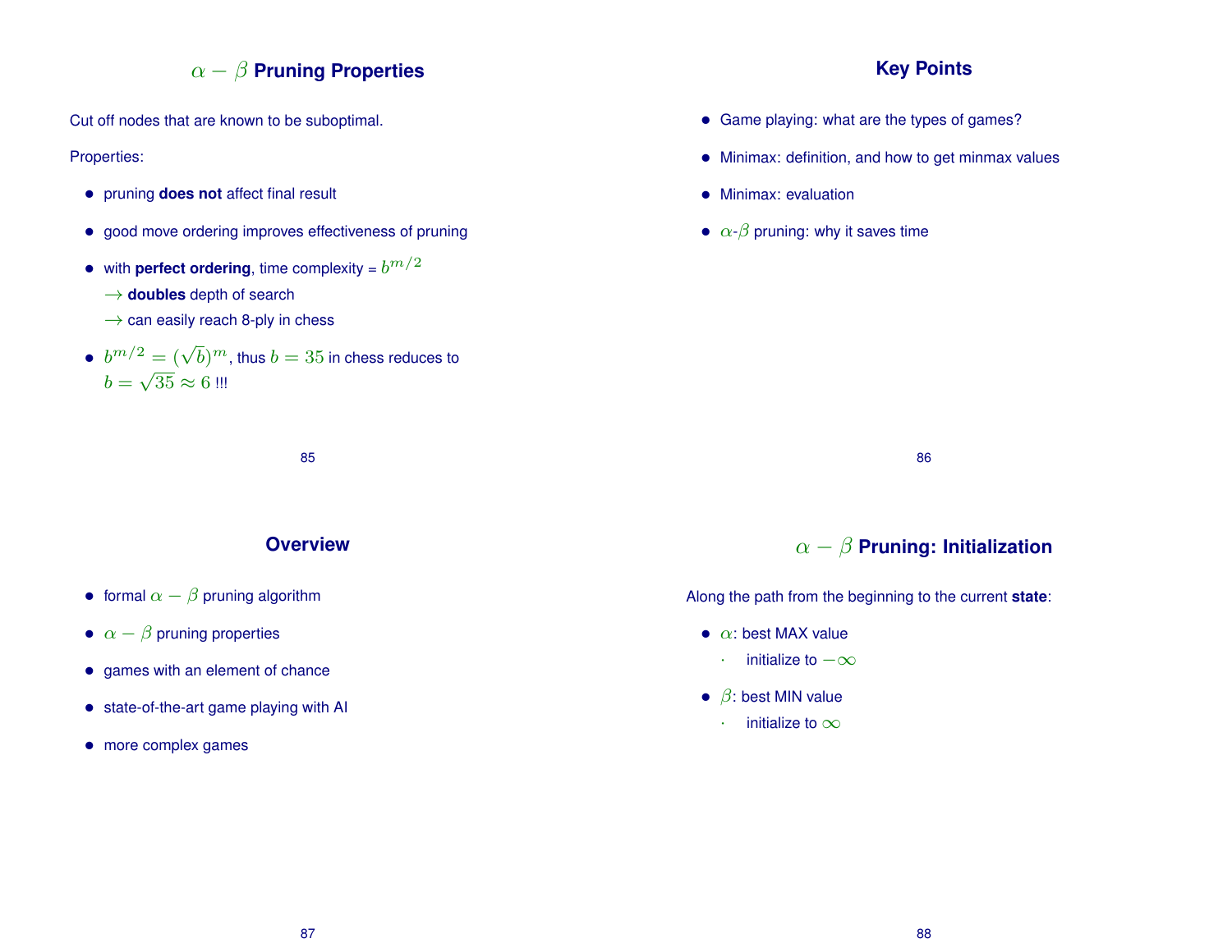## $\alpha - \beta$ Pruning Properties

Cut off nodes that are known to be suboptimal.

Properties:

- pruning **does not** affect final result
- good move ordering improves effectiveness of pruning
- with **perfect ordering**, time complexity = $b^{m/2}$
  $\rightarrow$ **doubles** depth of search
  $\rightarrow$ can easily reach 8-ply in chess
- $b^{m/2} = (\sqrt{b})^m$, thus $b = 35$ in chess reduces to $b = \sqrt{35} \approx 6$ !!!

## Key Points

- Game playing: what are the types of games?
- Minimax: definition, and how to get minmax values
- Minimax: evaluation
- $\alpha$-$\beta$ pruning: why it saves time

## Overview

- formal $\alpha - \beta$ pruning algorithm
- $\alpha - \beta$ pruning properties
- games with an element of chance
- state-of-the-art game playing with AI
- more complex games

## $\alpha - \beta$ Pruning: Initialization

Along the path from the beginning to the current **state**:

- $\alpha$: best MAX value
  - initialize to $-\infty$
- $\beta$: best MIN value
  - initialize to $\infty$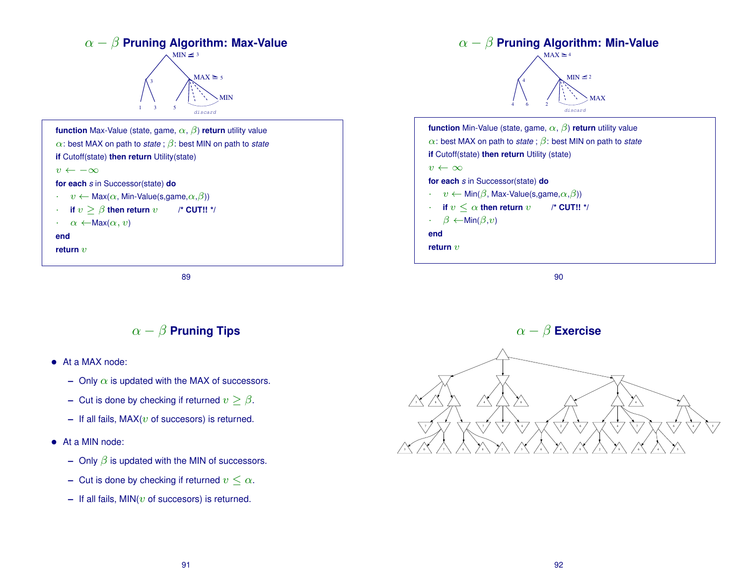# $\alpha - \beta$ Pruning Algorithm: Max-Value

```
function Max-Value (state, game, α, β) return utility value
α: best MAX on path to state ; β: best MIN on path to state
if Cutoff(state) then return Utility(state)
v ← −∞
for each s in Successor(state) do
·   v ← Max(α, Min-Value(s,game,α,β))
·   if v ≥ β then return v        /* CUT!! */
·   α ←Max(α, v)
end
return v
```

# $\alpha - \beta$ Pruning Algorithm: Min-Value

```
function Min-Value (state, game, α, β) return utility value
α: best MAX on path to state ; β: best MIN on path to state
if Cutoff(state) then return Utility (state)
v ← ∞
for each s in Successor(state) do
·   v ← Min(β, Max-Value(s,game,α,β))
·   if v ≤ α then return v        /* CUT!! */
·   β ←Min(β,v)
end
return v
```

# $\alpha - \beta$ Pruning Tips

- At a MAX node:
  - Only $\alpha$ is updated with the MAX of successors.
  - Cut is done by checking if returned $v \geq \beta$.
  - If all fails, MAX($v$ of succesors) is returned.
- At a MIN node:
  - Only $\beta$ is updated with the MIN of successors.
  - Cut is done by checking if returned $v \leq \alpha$.
  - If all fails, MIN($v$ of succesors) is returned.

# $\alpha - \beta$ Exercise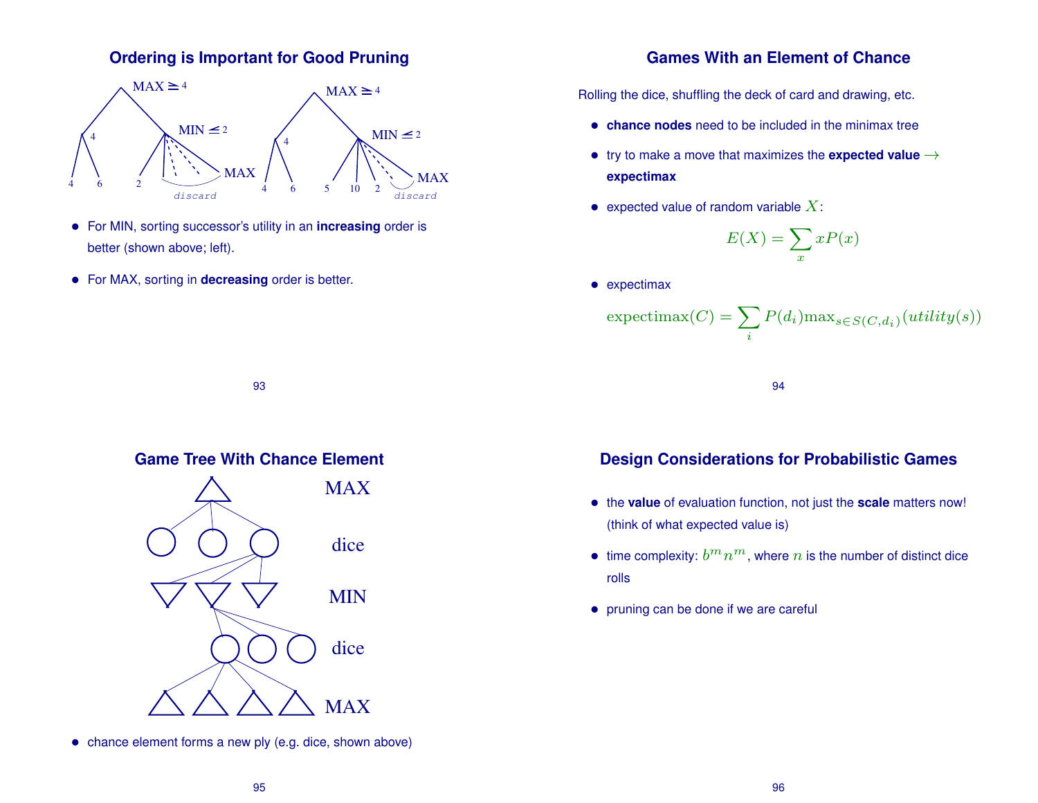## Ordering is Important for Good Pruning

- For MIN, sorting successor's utility in an **increasing** order is better (shown above; left).
- For MAX, sorting in **decreasing** order is better.

## Games With an Element of Chance

Rolling the dice, shuffling the deck of card and drawing, etc.

- **chance nodes** need to be included in the minimax tree
- try to make a move that maximizes the **expected value** $\rightarrow$ **expectimax**
- expected value of random variable $X$:

$$E(X) = \sum_x xP(x)$$

- expectimax

$$\text{expectimax}(C) = \sum_i P(d_i)\text{max}_{s \in S(C,d_i)}(utility(s))$$

## Game Tree With Chance Element

- chance element forms a new ply (e.g. dice, shown above)

## Design Considerations for Probabilistic Games

- the **value** of evaluation function, not just the **scale** matters now! (think of what expected value is)
- time complexity: $b^m n^m$, where $n$ is the number of distinct dice rolls
- pruning can be done if we are careful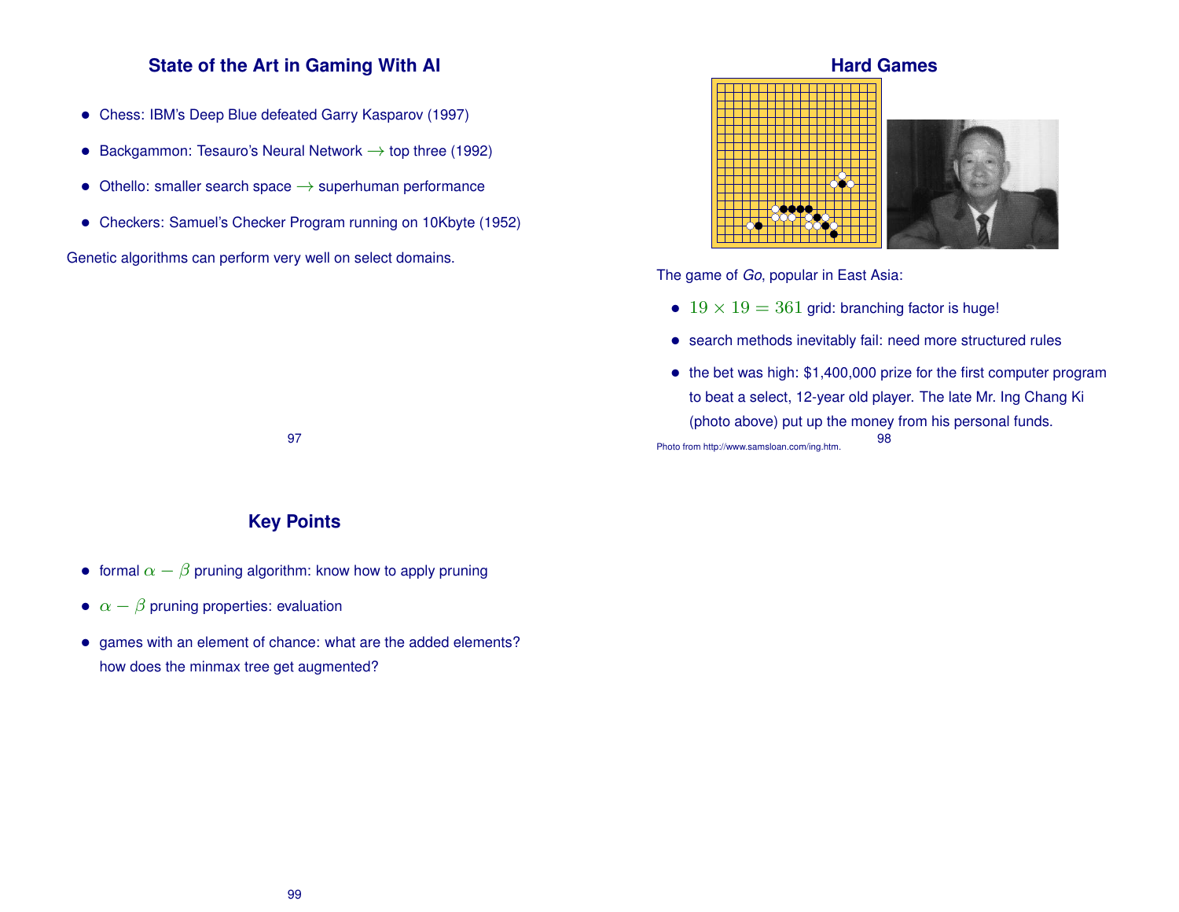## State of the Art in Gaming With AI

- Chess: IBM's Deep Blue defeated Garry Kasparov (1997)
- Backgammon: Tesauro's Neural Network $\longrightarrow$ top three (1992)
- Othello: smaller search space $\longrightarrow$ superhuman performance
- Checkers: Samuel's Checker Program running on 10Kbyte (1952)

Genetic algorithms can perform very well on select domains.

## Hard Games

The game of *Go*, popular in East Asia:

- $19 \times 19 = 361$ grid: branching factor is huge!
- search methods inevitably fail: need more structured rules
- the bet was high: $1,400,000 prize for the first computer program to beat a select, 12-year old player. The late Mr. Ing Chang Ki (photo above) put up the money from his personal funds.

Photo from http://www.samsloan.com/ing.htm.

## Key Points

- formal $\alpha - \beta$ pruning algorithm: know how to apply pruning
- $\alpha - \beta$ pruning properties: evaluation
- games with an element of chance: what are the added elements? how does the minmax tree get augmented?